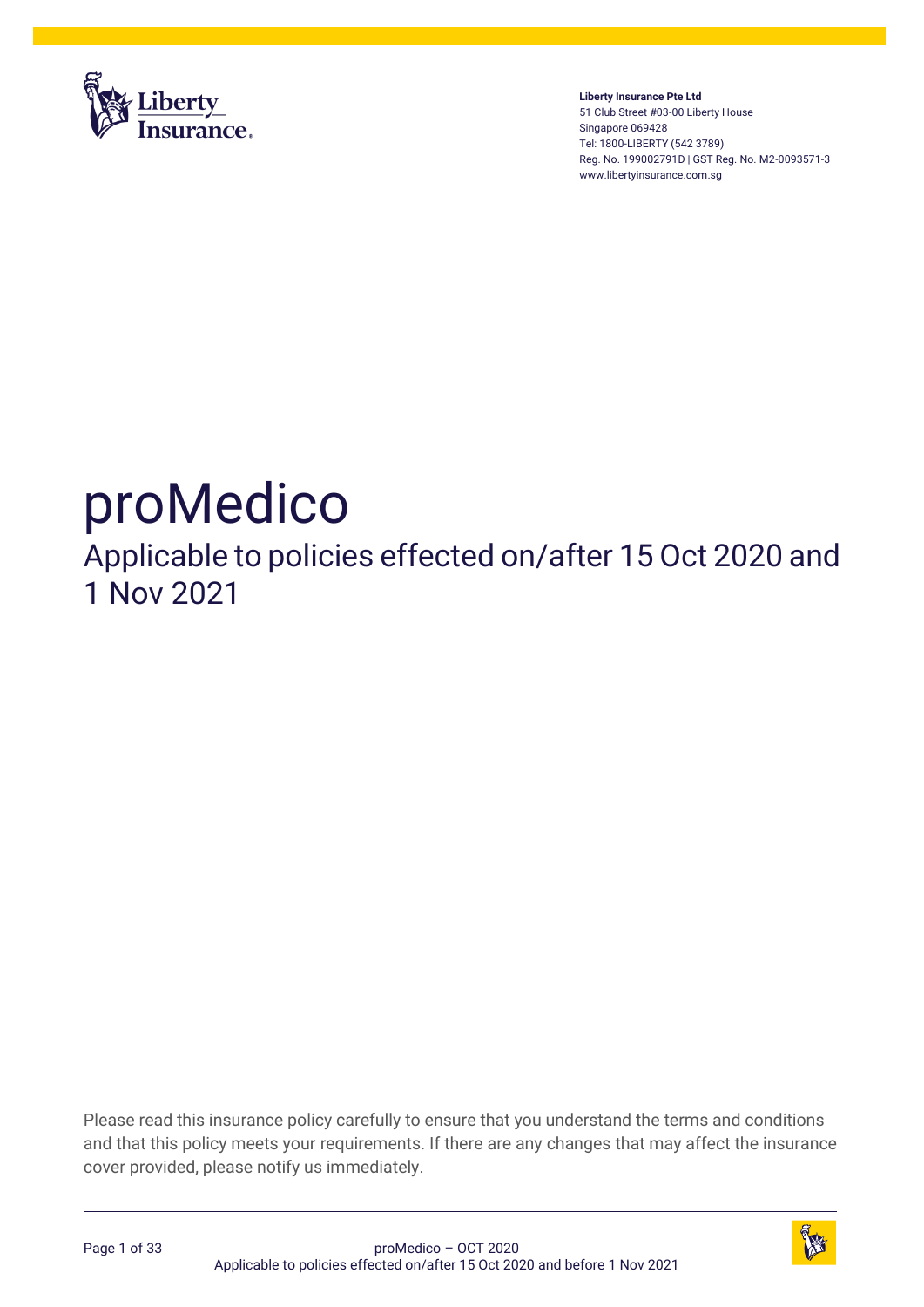**Liberty Insurance Pte Ltd**
51 Club Street #03-00 Liberty House
Singapore 069428
Tel: 1800-LIBERTY (542 3789)
Reg. No. 199002791D | GST Reg. No. M2-0093571-3
www.libertyinsurance.com.sg

# proMedico

## Applicable to policies effected on/after 15 Oct 2020 and 1 Nov 2021

Please read this insurance policy carefully to ensure that you understand the terms and conditions and that this policy meets your requirements. If there are any changes that may affect the insurance cover provided, please notify us immediately.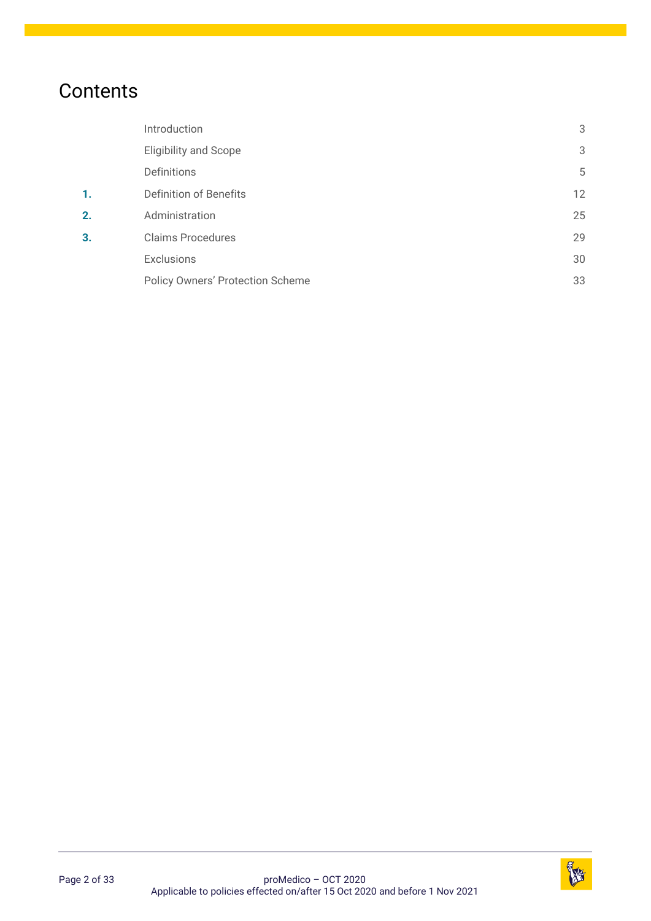# Contents

| | | |
|---|---|---|
| | Introduction | 3 |
| | Eligibility and Scope | 3 |
| | Definitions | 5 |
| **1.** | Definition of Benefits | 12 |
| **2.** | Administration | 25 |
| **3.** | Claims Procedures | 29 |
| | Exclusions | 30 |
| | Policy Owners' Protection Scheme | 33 |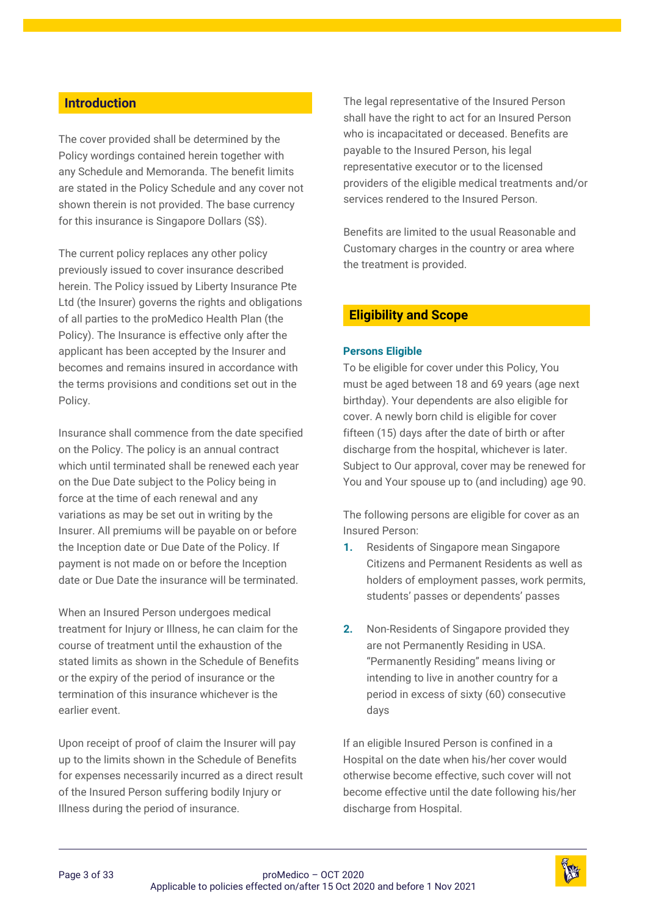## Introduction

The cover provided shall be determined by the Policy wordings contained herein together with any Schedule and Memoranda. The benefit limits are stated in the Policy Schedule and any cover not shown therein is not provided. The base currency for this insurance is Singapore Dollars (S$).

The current policy replaces any other policy previously issued to cover insurance described herein. The Policy issued by Liberty Insurance Pte Ltd (the Insurer) governs the rights and obligations of all parties to the proMedico Health Plan (the Policy). The Insurance is effective only after the applicant has been accepted by the Insurer and becomes and remains insured in accordance with the terms provisions and conditions set out in the Policy.

Insurance shall commence from the date specified on the Policy. The policy is an annual contract which until terminated shall be renewed each year on the Due Date subject to the Policy being in force at the time of each renewal and any variations as may be set out in writing by the Insurer. All premiums will be payable on or before the Inception date or Due Date of the Policy. If payment is not made on or before the Inception date or Due Date the insurance will be terminated.

When an Insured Person undergoes medical treatment for Injury or Illness, he can claim for the course of treatment until the exhaustion of the stated limits as shown in the Schedule of Benefits or the expiry of the period of insurance or the termination of this insurance whichever is the earlier event.

Upon receipt of proof of claim the Insurer will pay up to the limits shown in the Schedule of Benefits for expenses necessarily incurred as a direct result of the Insured Person suffering bodily Injury or Illness during the period of insurance.

The legal representative of the Insured Person shall have the right to act for an Insured Person who is incapacitated or deceased. Benefits are payable to the Insured Person, his legal representative executor or to the licensed providers of the eligible medical treatments and/or services rendered to the Insured Person.

Benefits are limited to the usual Reasonable and Customary charges in the country or area where the treatment is provided.

## Eligibility and Scope

### Persons Eligible

To be eligible for cover under this Policy, You must be aged between 18 and 69 years (age next birthday). Your dependents are also eligible for cover. A newly born child is eligible for cover fifteen (15) days after the date of birth or after discharge from the hospital, whichever is later. Subject to Our approval, cover may be renewed for You and Your spouse up to (and including) age 90.

The following persons are eligible for cover as an Insured Person:

1. Residents of Singapore mean Singapore Citizens and Permanent Residents as well as holders of employment passes, work permits, students' passes or dependents' passes
2. Non-Residents of Singapore provided they are not Permanently Residing in USA. "Permanently Residing" means living or intending to live in another country for a period in excess of sixty (60) consecutive days

If an eligible Insured Person is confined in a Hospital on the date when his/her cover would otherwise become effective, such cover will not become effective until the date following his/her discharge from Hospital.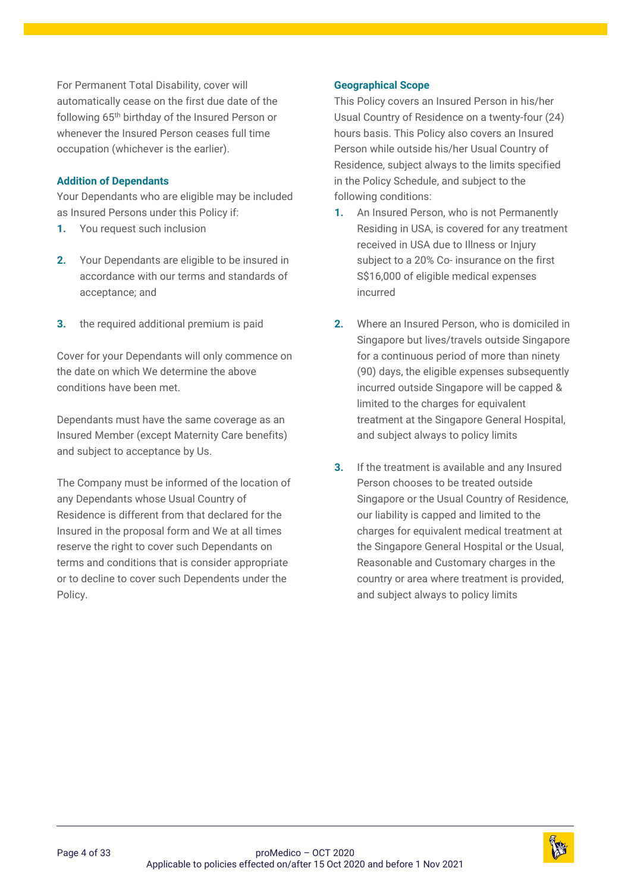For Permanent Total Disability, cover will automatically cease on the first due date of the following 65th birthday of the Insured Person or whenever the Insured Person ceases full time occupation (whichever is the earlier).

### Addition of Dependants

Your Dependants who are eligible may be included as Insured Persons under this Policy if:

1. You request such inclusion
2. Your Dependants are eligible to be insured in accordance with our terms and standards of acceptance; and
3. the required additional premium is paid

Cover for your Dependants will only commence on the date on which We determine the above conditions have been met.

Dependants must have the same coverage as an Insured Member (except Maternity Care benefits) and subject to acceptance by Us.

The Company must be informed of the location of any Dependants whose Usual Country of Residence is different from that declared for the Insured in the proposal form and We at all times reserve the right to cover such Dependants on terms and conditions that is consider appropriate or to decline to cover such Dependents under the Policy.

### Geographical Scope

This Policy covers an Insured Person in his/her Usual Country of Residence on a twenty-four (24) hours basis. This Policy also covers an Insured Person while outside his/her Usual Country of Residence, subject always to the limits specified in the Policy Schedule, and subject to the following conditions:

1. An Insured Person, who is not Permanently Residing in USA, is covered for any treatment received in USA due to Illness or Injury subject to a 20% Co- insurance on the first S$16,000 of eligible medical expenses incurred
2. Where an Insured Person, who is domiciled in Singapore but lives/travels outside Singapore for a continuous period of more than ninety (90) days, the eligible expenses subsequently incurred outside Singapore will be capped & limited to the charges for equivalent treatment at the Singapore General Hospital, and subject always to policy limits
3. If the treatment is available and any Insured Person chooses to be treated outside Singapore or the Usual Country of Residence, our liability is capped and limited to the charges for equivalent medical treatment at the Singapore General Hospital or the Usual, Reasonable and Customary charges in the country or area where treatment is provided, and subject always to policy limits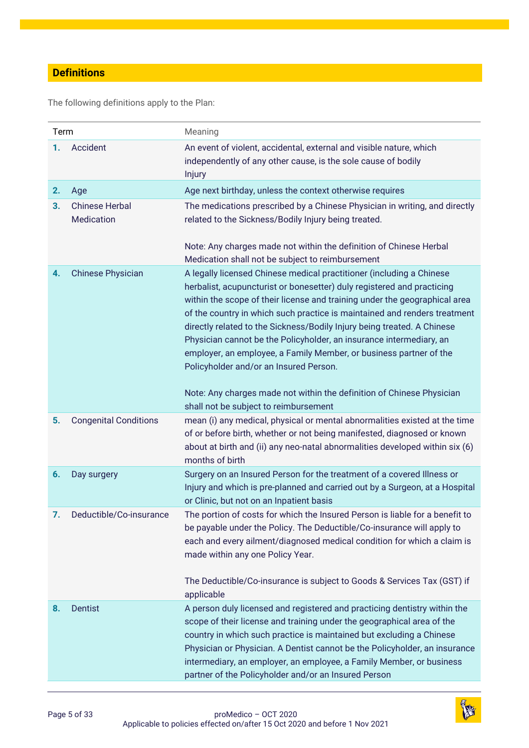## Definitions

The following definitions apply to the Plan:

| Term | Meaning |
|---|---|
| **1.** Accident | An event of violent, accidental, external and visible nature, which independently of any other cause, is the sole cause of bodily Injury |
| **2.** Age | Age next birthday, unless the context otherwise requires |
| **3.** Chinese Herbal Medication | The medications prescribed by a Chinese Physician in writing, and directly related to the Sickness/Bodily Injury being treated.<br><br>Note: Any charges made not within the definition of Chinese Herbal Medication shall not be subject to reimbursement |
| **4.** Chinese Physician | A legally licensed Chinese medical practitioner (including a Chinese herbalist, acupuncturist or bonesetter) duly registered and practicing within the scope of their license and training under the geographical area of the country in which such practice is maintained and renders treatment directly related to the Sickness/Bodily Injury being treated. A Chinese Physician cannot be the Policyholder, an insurance intermediary, an employer, an employee, a Family Member, or business partner of the Policyholder and/or an Insured Person.<br><br>Note: Any charges made not within the definition of Chinese Physician shall not be subject to reimbursement |
| **5.** Congenital Conditions | mean (i) any medical, physical or mental abnormalities existed at the time of or before birth, whether or not being manifested, diagnosed or known about at birth and (ii) any neo-natal abnormalities developed within six (6) months of birth |
| **6.** Day surgery | Surgery on an Insured Person for the treatment of a covered Illness or Injury and which is pre-planned and carried out by a Surgeon, at a Hospital or Clinic, but not on an Inpatient basis |
| **7.** Deductible/Co-insurance | The portion of costs for which the Insured Person is liable for a benefit to be payable under the Policy. The Deductible/Co-insurance will apply to each and every ailment/diagnosed medical condition for which a claim is made within any one Policy Year.<br><br>The Deductible/Co-insurance is subject to Goods & Services Tax (GST) if applicable |
| **8.** Dentist | A person duly licensed and registered and practicing dentistry within the scope of their license and training under the geographical area of the country in which such practice is maintained but excluding a Chinese Physician or Physician. A Dentist cannot be the Policyholder, an insurance intermediary, an employer, an employee, a Family Member, or business partner of the Policyholder and/or an Insured Person |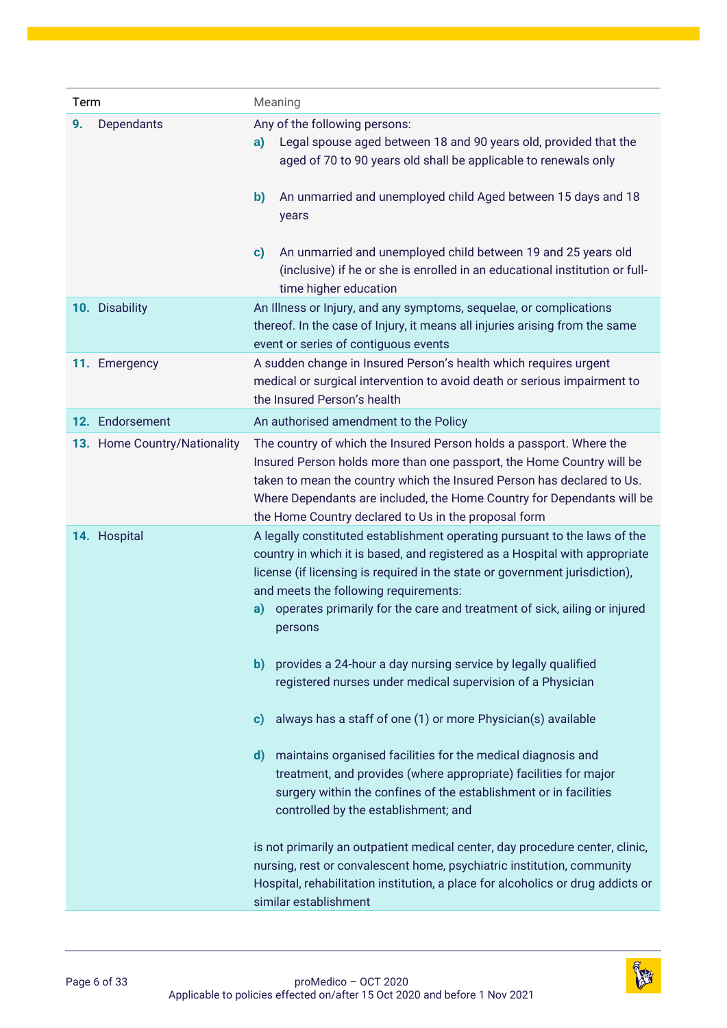| Term | Meaning |
| --- | --- |
| **9.** Dependants | Any of the following persons:<br>**a)** Legal spouse aged between 18 and 90 years old, provided that the aged of 70 to 90 years old shall be applicable to renewals only<br>**b)** An unmarried and unemployed child Aged between 15 days and 18 years<br>**c)** An unmarried and unemployed child between 19 and 25 years old (inclusive) if he or she is enrolled in an educational institution or full-time higher education |
| **10.** Disability | An Illness or Injury, and any symptoms, sequelae, or complications thereof. In the case of Injury, it means all injuries arising from the same event or series of contiguous events |
| **11.** Emergency | A sudden change in Insured Person's health which requires urgent medical or surgical intervention to avoid death or serious impairment to the Insured Person's health |
| **12.** Endorsement | An authorised amendment to the Policy |
| **13.** Home Country/Nationality | The country of which the Insured Person holds a passport. Where the Insured Person holds more than one passport, the Home Country will be taken to mean the country which the Insured Person has declared to Us. Where Dependants are included, the Home Country for Dependants will be the Home Country declared to Us in the proposal form |
| **14.** Hospital | A legally constituted establishment operating pursuant to the laws of the country in which it is based, and registered as a Hospital with appropriate license (if licensing is required in the state or government jurisdiction), and meets the following requirements:<br>**a)** operates primarily for the care and treatment of sick, ailing or injured persons<br>**b)** provides a 24-hour a day nursing service by legally qualified registered nurses under medical supervision of a Physician<br>**c)** always has a staff of one (1) or more Physician(s) available<br>**d)** maintains organised facilities for the medical diagnosis and treatment, and provides (where appropriate) facilities for major surgery within the confines of the establishment or in facilities controlled by the establishment; and<br><br>is not primarily an outpatient medical center, day procedure center, clinic, nursing, rest or convalescent home, psychiatric institution, community Hospital, rehabilitation institution, a place for alcoholics or drug addicts or similar establishment |

proMedico – OCT 2020
Applicable to policies effected on/after 15 Oct 2020 and before 1 Nov 2021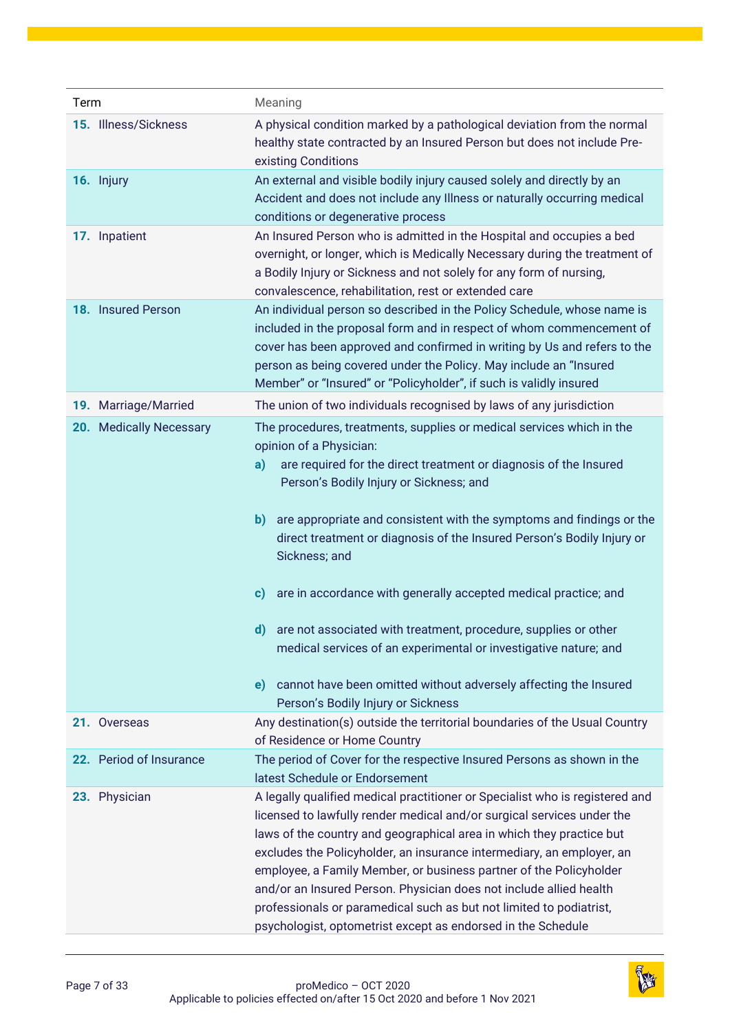| Term | Meaning |
| --- | --- |
| **15.** Illness/Sickness | A physical condition marked by a pathological deviation from the normal healthy state contracted by an Insured Person but does not include Pre-existing Conditions |
| **16.** Injury | An external and visible bodily injury caused solely and directly by an Accident and does not include any Illness or naturally occurring medical conditions or degenerative process |
| **17.** Inpatient | An Insured Person who is admitted in the Hospital and occupies a bed overnight, or longer, which is Medically Necessary during the treatment of a Bodily Injury or Sickness and not solely for any form of nursing, convalescence, rehabilitation, rest or extended care |
| **18.** Insured Person | An individual person so described in the Policy Schedule, whose name is included in the proposal form and in respect of whom commencement of cover has been approved and confirmed in writing by Us and refers to the person as being covered under the Policy. May include an "Insured Member" or "Insured" or "Policyholder", if such is validly insured |
| **19.** Marriage/Married | The union of two individuals recognised by laws of any jurisdiction |
| **20.** Medically Necessary | The procedures, treatments, supplies or medical services which in the opinion of a Physician:<br>**a)** are required for the direct treatment or diagnosis of the Insured Person's Bodily Injury or Sickness; and<br>**b)** are appropriate and consistent with the symptoms and findings or the direct treatment or diagnosis of the Insured Person's Bodily Injury or Sickness; and<br>**c)** are in accordance with generally accepted medical practice; and<br>**d)** are not associated with treatment, procedure, supplies or other medical services of an experimental or investigative nature; and<br>**e)** cannot have been omitted without adversely affecting the Insured Person's Bodily Injury or Sickness |
| **21.** Overseas | Any destination(s) outside the territorial boundaries of the Usual Country of Residence or Home Country |
| **22.** Period of Insurance | The period of Cover for the respective Insured Persons as shown in the latest Schedule or Endorsement |
| **23.** Physician | A legally qualified medical practitioner or Specialist who is registered and licensed to lawfully render medical and/or surgical services under the laws of the country and geographical area in which they practice but excludes the Policyholder, an insurance intermediary, an employer, an employee, a Family Member, or business partner of the Policyholder and/or an Insured Person. Physician does not include allied health professionals or paramedical such as but not limited to podiatrist, psychologist, optometrist except as endorsed in the Schedule |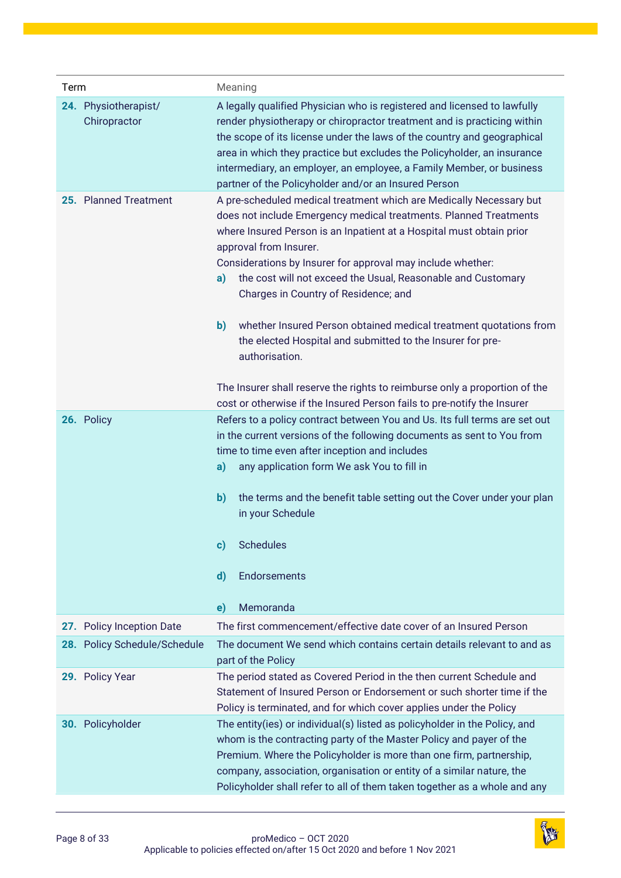| Term | Meaning |
|---|---|
| **24.** Physiotherapist/ Chiropractor | A legally qualified Physician who is registered and licensed to lawfully render physiotherapy or chiropractor treatment and is practicing within the scope of its license under the laws of the country and geographical area in which they practice but excludes the Policyholder, an insurance intermediary, an employer, an employee, a Family Member, or business partner of the Policyholder and/or an Insured Person |
| **25.** Planned Treatment | A pre-scheduled medical treatment which are Medically Necessary but does not include Emergency medical treatments. Planned Treatments where Insured Person is an Inpatient at a Hospital must obtain prior approval from Insurer.<br>Considerations by Insurer for approval may include whether:<br>**a)** the cost will not exceed the Usual, Reasonable and Customary Charges in Country of Residence; and<br>**b)** whether Insured Person obtained medical treatment quotations from the elected Hospital and submitted to the Insurer for pre-authorisation.<br>The Insurer shall reserve the rights to reimburse only a proportion of the cost or otherwise if the Insured Person fails to pre-notify the Insurer |
| **26.** Policy | Refers to a policy contract between You and Us. Its full terms are set out in the current versions of the following documents as sent to You from time to time even after inception and includes<br>**a)** any application form We ask You to fill in<br>**b)** the terms and the benefit table setting out the Cover under your plan in your Schedule<br>**c)** Schedules<br>**d)** Endorsements<br>**e)** Memoranda |
| **27.** Policy Inception Date | The first commencement/effective date cover of an Insured Person |
| **28.** Policy Schedule/Schedule | The document We send which contains certain details relevant to and as part of the Policy |
| **29.** Policy Year | The period stated as Covered Period in the then current Schedule and Statement of Insured Person or Endorsement or such shorter time if the Policy is terminated, and for which cover applies under the Policy |
| **30.** Policyholder | The entity(ies) or individual(s) listed as policyholder in the Policy, and whom is the contracting party of the Master Policy and payer of the Premium. Where the Policyholder is more than one firm, partnership, company, association, organisation or entity of a similar nature, the Policyholder shall refer to all of them taken together as a whole and any |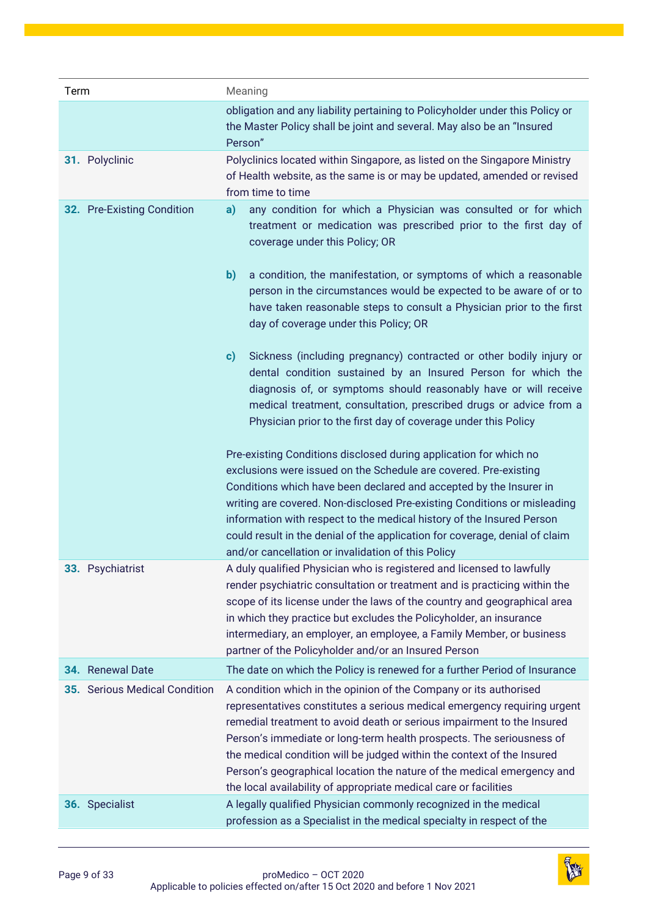| Term | Meaning |
|---|---|
| | obligation and any liability pertaining to Policyholder under this Policy or the Master Policy shall be joint and several. May also be an "Insured Person" |
| **31.** Polyclinic | Polyclinics located within Singapore, as listed on the Singapore Ministry of Health website, as the same is or may be updated, amended or revised from time to time |
| **32.** Pre-Existing Condition | **a)** any condition for which a Physician was consulted or for which treatment or medication was prescribed prior to the first day of coverage under this Policy; OR<br><br>**b)** a condition, the manifestation, or symptoms of which a reasonable person in the circumstances would be expected to be aware of or to have taken reasonable steps to consult a Physician prior to the first day of coverage under this Policy; OR<br><br>**c)** Sickness (including pregnancy) contracted or other bodily injury or dental condition sustained by an Insured Person for which the diagnosis of, or symptoms should reasonably have or will receive medical treatment, consultation, prescribed drugs or advice from a Physician prior to the first day of coverage under this Policy<br><br>Pre-existing Conditions disclosed during application for which no exclusions were issued on the Schedule are covered. Pre-existing Conditions which have been declared and accepted by the Insurer in writing are covered. Non-disclosed Pre-existing Conditions or misleading information with respect to the medical history of the Insured Person could result in the denial of the application for coverage, denial of claim and/or cancellation or invalidation of this Policy |
| **33.** Psychiatrist | A duly qualified Physician who is registered and licensed to lawfully render psychiatric consultation or treatment and is practicing within the scope of its license under the laws of the country and geographical area in which they practice but excludes the Policyholder, an insurance intermediary, an employer, an employee, a Family Member, or business partner of the Policyholder and/or an Insured Person |
| **34.** Renewal Date | The date on which the Policy is renewed for a further Period of Insurance |
| **35.** Serious Medical Condition | A condition which in the opinion of the Company or its authorised representatives constitutes a serious medical emergency requiring urgent remedial treatment to avoid death or serious impairment to the Insured Person's immediate or long-term health prospects. The seriousness of the medical condition will be judged within the context of the Insured Person's geographical location the nature of the medical emergency and the local availability of appropriate medical care or facilities |
| **36.** Specialist | A legally qualified Physician commonly recognized in the medical profession as a Specialist in the medical specialty in respect of the |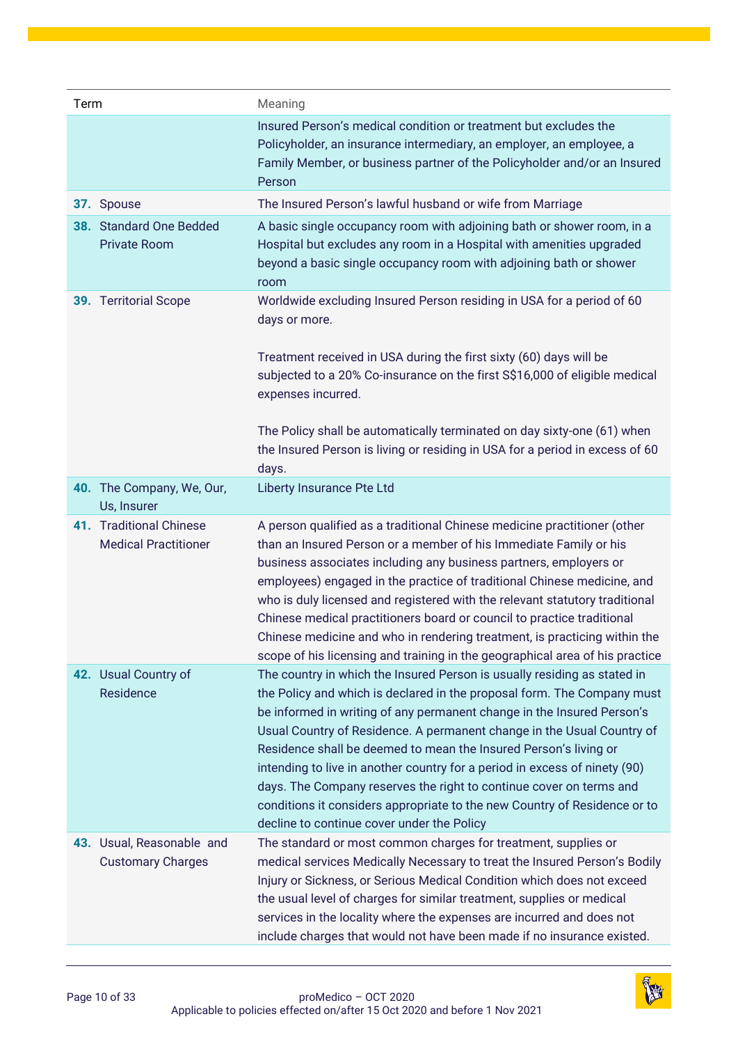| Term | Meaning |
| --- | --- |
| | Insured Person's medical condition or treatment but excludes the Policyholder, an insurance intermediary, an employer, an employee, a Family Member, or business partner of the Policyholder and/or an Insured Person |
| **37.** Spouse | The Insured Person's lawful husband or wife from Marriage |
| **38.** Standard One Bedded Private Room | A basic single occupancy room with adjoining bath or shower room, in a Hospital but excludes any room in a Hospital with amenities upgraded beyond a basic single occupancy room with adjoining bath or shower room |
| **39.** Territorial Scope | Worldwide excluding Insured Person residing in USA for a period of 60 days or more.<br><br>Treatment received in USA during the first sixty (60) days will be subjected to a 20% Co-insurance on the first S$16,000 of eligible medical expenses incurred.<br><br>The Policy shall be automatically terminated on day sixty-one (61) when the Insured Person is living or residing in USA for a period in excess of 60 days. |
| **40.** The Company, We, Our, Us, Insurer | Liberty Insurance Pte Ltd |
| **41.** Traditional Chinese Medical Practitioner | A person qualified as a traditional Chinese medicine practitioner (other than an Insured Person or a member of his Immediate Family or his business associates including any business partners, employers or employees) engaged in the practice of traditional Chinese medicine, and who is duly licensed and registered with the relevant statutory traditional Chinese medical practitioners board or council to practice traditional Chinese medicine and who in rendering treatment, is practicing within the scope of his licensing and training in the geographical area of his practice |
| **42.** Usual Country of Residence | The country in which the Insured Person is usually residing as stated in the Policy and which is declared in the proposal form. The Company must be informed in writing of any permanent change in the Insured Person's Usual Country of Residence. A permanent change in the Usual Country of Residence shall be deemed to mean the Insured Person's living or intending to live in another country for a period in excess of ninety (90) days. The Company reserves the right to continue cover on terms and conditions it considers appropriate to the new Country of Residence or to decline to continue cover under the Policy |
| **43.** Usual, Reasonable and Customary Charges | The standard or most common charges for treatment, supplies or medical services Medically Necessary to treat the Insured Person's Bodily Injury or Sickness, or Serious Medical Condition which does not exceed the usual level of charges for similar treatment, supplies or medical services in the locality where the expenses are incurred and does not include charges that would not have been made if no insurance existed. |

proMedico – OCT 2020
Applicable to policies effected on/after 15 Oct 2020 and before 1 Nov 2021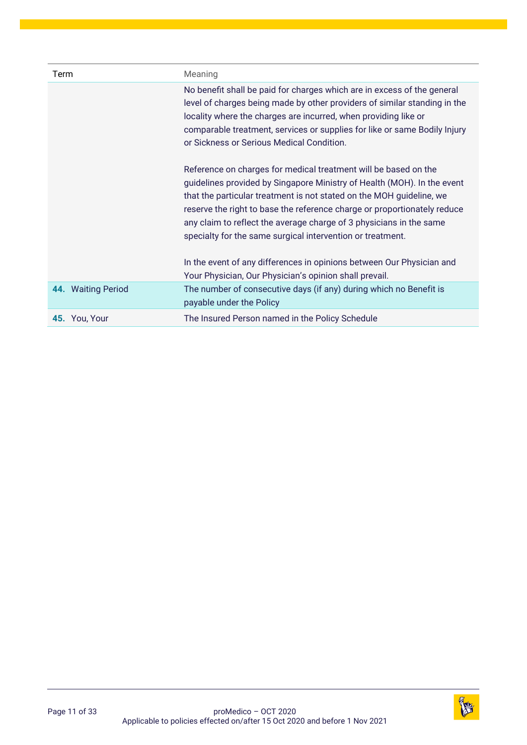| Term | Meaning |
| --- | --- |
| | No benefit shall be paid for charges which are in excess of the general level of charges being made by other providers of similar standing in the locality where the charges are incurred, when providing like or comparable treatment, services or supplies for like or same Bodily Injury or Sickness or Serious Medical Condition.<br><br>Reference on charges for medical treatment will be based on the guidelines provided by Singapore Ministry of Health (MOH). In the event that the particular treatment is not stated on the MOH guideline, we reserve the right to base the reference charge or proportionately reduce any claim to reflect the average charge of 3 physicians in the same specialty for the same surgical intervention or treatment.<br><br>In the event of any differences in opinions between Our Physician and Your Physician, Our Physician's opinion shall prevail. |
| **44.** Waiting Period | The number of consecutive days (if any) during which no Benefit is payable under the Policy |
| **45.** You, Your | The Insured Person named in the Policy Schedule |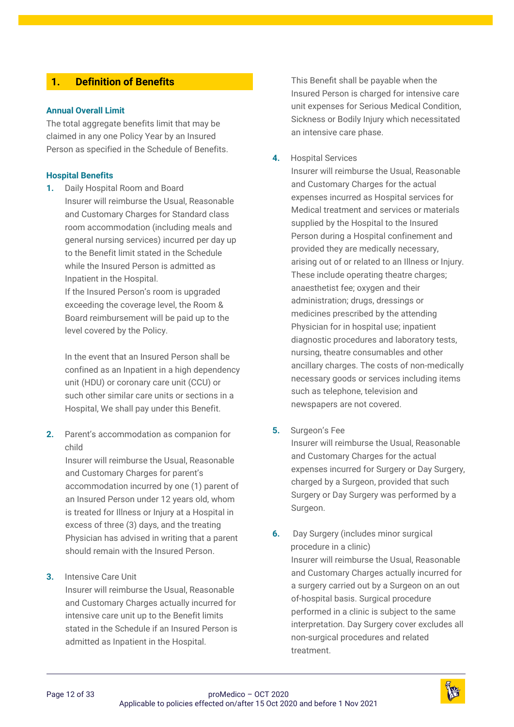## 1. Definition of Benefits

### Annual Overall Limit

The total aggregate benefits limit that may be claimed in any one Policy Year by an Insured Person as specified in the Schedule of Benefits.

### Hospital Benefits

**1.** Daily Hospital Room and Board
Insurer will reimburse the Usual, Reasonable and Customary Charges for Standard class room accommodation (including meals and general nursing services) incurred per day up to the Benefit limit stated in the Schedule while the Insured Person is admitted as Inpatient in the Hospital.
If the Insured Person's room is upgraded exceeding the coverage level, the Room & Board reimbursement will be paid up to the level covered by the Policy.

In the event that an Insured Person shall be confined as an Inpatient in a high dependency unit (HDU) or coronary care unit (CCU) or such other similar care units or sections in a Hospital, We shall pay under this Benefit.

**2.** Parent's accommodation as companion for child
Insurer will reimburse the Usual, Reasonable and Customary Charges for parent's accommodation incurred by one (1) parent of an Insured Person under 12 years old, whom is treated for Illness or Injury at a Hospital in excess of three (3) days, and the treating Physician has advised in writing that a parent should remain with the Insured Person.

**3.** Intensive Care Unit
Insurer will reimburse the Usual, Reasonable and Customary Charges actually incurred for intensive care unit up to the Benefit limits stated in the Schedule if an Insured Person is admitted as Inpatient in the Hospital.

This Benefit shall be payable when the Insured Person is charged for intensive care unit expenses for Serious Medical Condition, Sickness or Bodily Injury which necessitated an intensive care phase.

**4.** Hospital Services
Insurer will reimburse the Usual, Reasonable and Customary Charges for the actual expenses incurred as Hospital services for Medical treatment and services or materials supplied by the Hospital to the Insured Person during a Hospital confinement and provided they are medically necessary, arising out of or related to an Illness or Injury. These include operating theatre charges; anaesthetist fee; oxygen and their administration; drugs, dressings or medicines prescribed by the attending Physician for in hospital use; inpatient diagnostic procedures and laboratory tests, nursing, theatre consumables and other ancillary charges. The costs of non-medically necessary goods or services including items such as telephone, television and newspapers are not covered.

**5.** Surgeon's Fee
Insurer will reimburse the Usual, Reasonable and Customary Charges for the actual expenses incurred for Surgery or Day Surgery, charged by a Surgeon, provided that such Surgery or Day Surgery was performed by a Surgeon.

**6.** Day Surgery (includes minor surgical procedure in a clinic)
Insurer will reimburse the Usual, Reasonable and Customary Charges actually incurred for a surgery carried out by a Surgeon on an out of-hospital basis. Surgical procedure performed in a clinic is subject to the same interpretation. Day Surgery cover excludes all non-surgical procedures and related treatment.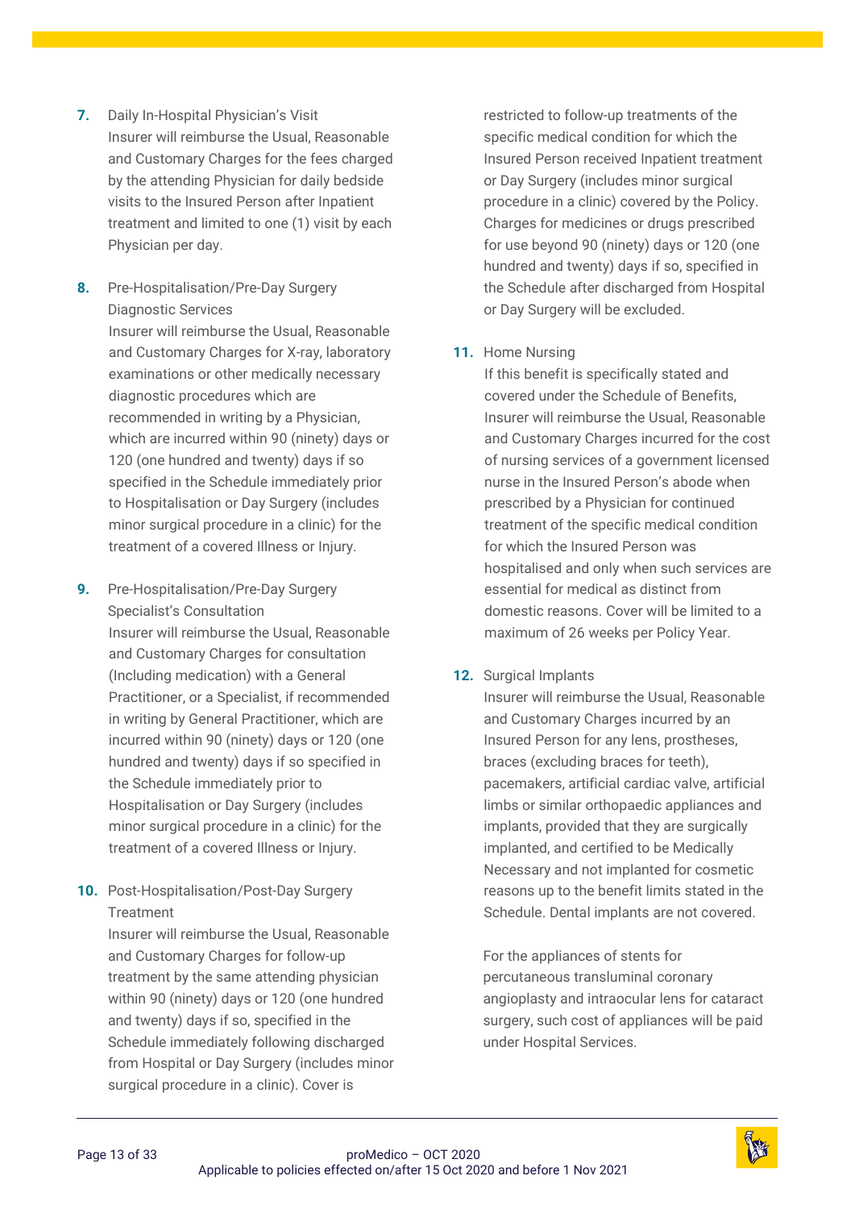7. Daily In-Hospital Physician's Visit
   Insurer will reimburse the Usual, Reasonable and Customary Charges for the fees charged by the attending Physician for daily bedside visits to the Insured Person after Inpatient treatment and limited to one (1) visit by each Physician per day.

8. Pre-Hospitalisation/Pre-Day Surgery Diagnostic Services
   Insurer will reimburse the Usual, Reasonable and Customary Charges for X-ray, laboratory examinations or other medically necessary diagnostic procedures which are recommended in writing by a Physician, which are incurred within 90 (ninety) days or 120 (one hundred and twenty) days if so specified in the Schedule immediately prior to Hospitalisation or Day Surgery (includes minor surgical procedure in a clinic) for the treatment of a covered Illness or Injury.

9. Pre-Hospitalisation/Pre-Day Surgery Specialist's Consultation
   Insurer will reimburse the Usual, Reasonable and Customary Charges for consultation (Including medication) with a General Practitioner, or a Specialist, if recommended in writing by General Practitioner, which are incurred within 90 (ninety) days or 120 (one hundred and twenty) days if so specified in the Schedule immediately prior to Hospitalisation or Day Surgery (includes minor surgical procedure in a clinic) for the treatment of a covered Illness or Injury.

10. Post-Hospitalisation/Post-Day Surgery Treatment
    Insurer will reimburse the Usual, Reasonable and Customary Charges for follow-up treatment by the same attending physician within 90 (ninety) days or 120 (one hundred and twenty) days if so, specified in the Schedule immediately following discharged from Hospital or Day Surgery (includes minor surgical procedure in a clinic). Cover is restricted to follow-up treatments of the specific medical condition for which the Insured Person received Inpatient treatment or Day Surgery (includes minor surgical procedure in a clinic) covered by the Policy. Charges for medicines or drugs prescribed for use beyond 90 (ninety) days or 120 (one hundred and twenty) days if so, specified in the Schedule after discharged from Hospital or Day Surgery will be excluded.

11. Home Nursing
    If this benefit is specifically stated and covered under the Schedule of Benefits, Insurer will reimburse the Usual, Reasonable and Customary Charges incurred for the cost of nursing services of a government licensed nurse in the Insured Person's abode when prescribed by a Physician for continued treatment of the specific medical condition for which the Insured Person was hospitalised and only when such services are essential for medical as distinct from domestic reasons. Cover will be limited to a maximum of 26 weeks per Policy Year.

12. Surgical Implants
    Insurer will reimburse the Usual, Reasonable and Customary Charges incurred by an Insured Person for any lens, prostheses, braces (excluding braces for teeth), pacemakers, artificial cardiac valve, artificial limbs or similar orthopaedic appliances and implants, provided that they are surgically implanted, and certified to be Medically Necessary and not implanted for cosmetic reasons up to the benefit limits stated in the Schedule. Dental implants are not covered.

    For the appliances of stents for percutaneous transluminal coronary angioplasty and intraocular lens for cataract surgery, such cost of appliances will be paid under Hospital Services.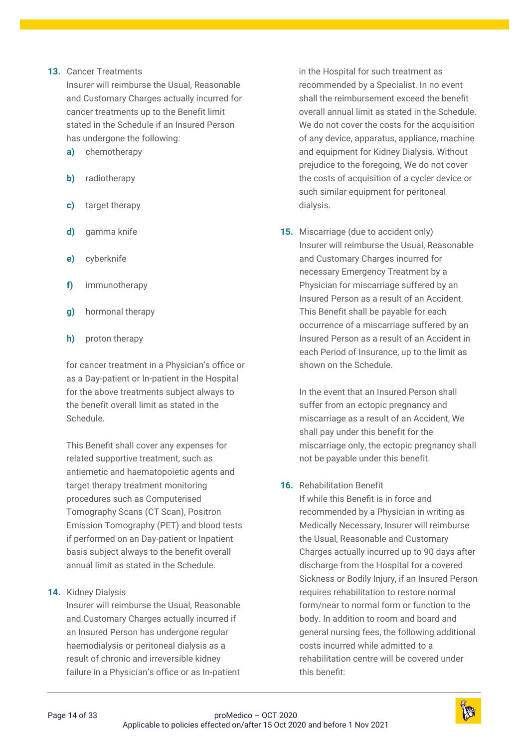**13.** Cancer Treatments

Insurer will reimburse the Usual, Reasonable and Customary Charges actually incurred for cancer treatments up to the Benefit limit stated in the Schedule if an Insured Person has undergone the following:

**a)** chemotherapy

**b)** radiotherapy

**c)** target therapy

**d)** gamma knife

**e)** cyberknife

**f)** immunotherapy

**g)** hormonal therapy

**h)** proton therapy

for cancer treatment in a Physician's office or as a Day-patient or In-patient in the Hospital for the above treatments subject always to the benefit overall limit as stated in the Schedule.

This Benefit shall cover any expenses for related supportive treatment, such as antiemetic and haematopoietic agents and target therapy treatment monitoring procedures such as Computerised Tomography Scans (CT Scan), Positron Emission Tomography (PET) and blood tests if performed on an Day-patient or Inpatient basis subject always to the benefit overall annual limit as stated in the Schedule.

**14.** Kidney Dialysis

Insurer will reimburse the Usual, Reasonable and Customary Charges actually incurred if an Insured Person has undergone regular haemodialysis or peritoneal dialysis as a result of chronic and irreversible kidney failure in a Physician's office or as In-patient in the Hospital for such treatment as recommended by a Specialist. In no event shall the reimbursement exceed the benefit overall annual limit as stated in the Schedule. We do not cover the costs for the acquisition of any device, apparatus, appliance, machine and equipment for Kidney Dialysis. Without prejudice to the foregoing, We do not cover the costs of acquisition of a cycler device or such similar equipment for peritoneal dialysis.

**15.** Miscarriage (due to accident only)

Insurer will reimburse the Usual, Reasonable and Customary Charges incurred for necessary Emergency Treatment by a Physician for miscarriage suffered by an Insured Person as a result of an Accident. This Benefit shall be payable for each occurrence of a miscarriage suffered by an Insured Person as a result of an Accident in each Period of Insurance, up to the limit as shown on the Schedule.

In the event that an Insured Person shall suffer from an ectopic pregnancy and miscarriage as a result of an Accident, We shall pay under this benefit for the miscarriage only, the ectopic pregnancy shall not be payable under this benefit.

**16.** Rehabilitation Benefit

If while this Benefit is in force and recommended by a Physician in writing as Medically Necessary, Insurer will reimburse the Usual, Reasonable and Customary Charges actually incurred up to 90 days after discharge from the Hospital for a covered Sickness or Bodily Injury, if an Insured Person requires rehabilitation to restore normal form/near to normal form or function to the body. In addition to room and board and general nursing fees, the following additional costs incurred while admitted to a rehabilitation centre will be covered under this benefit: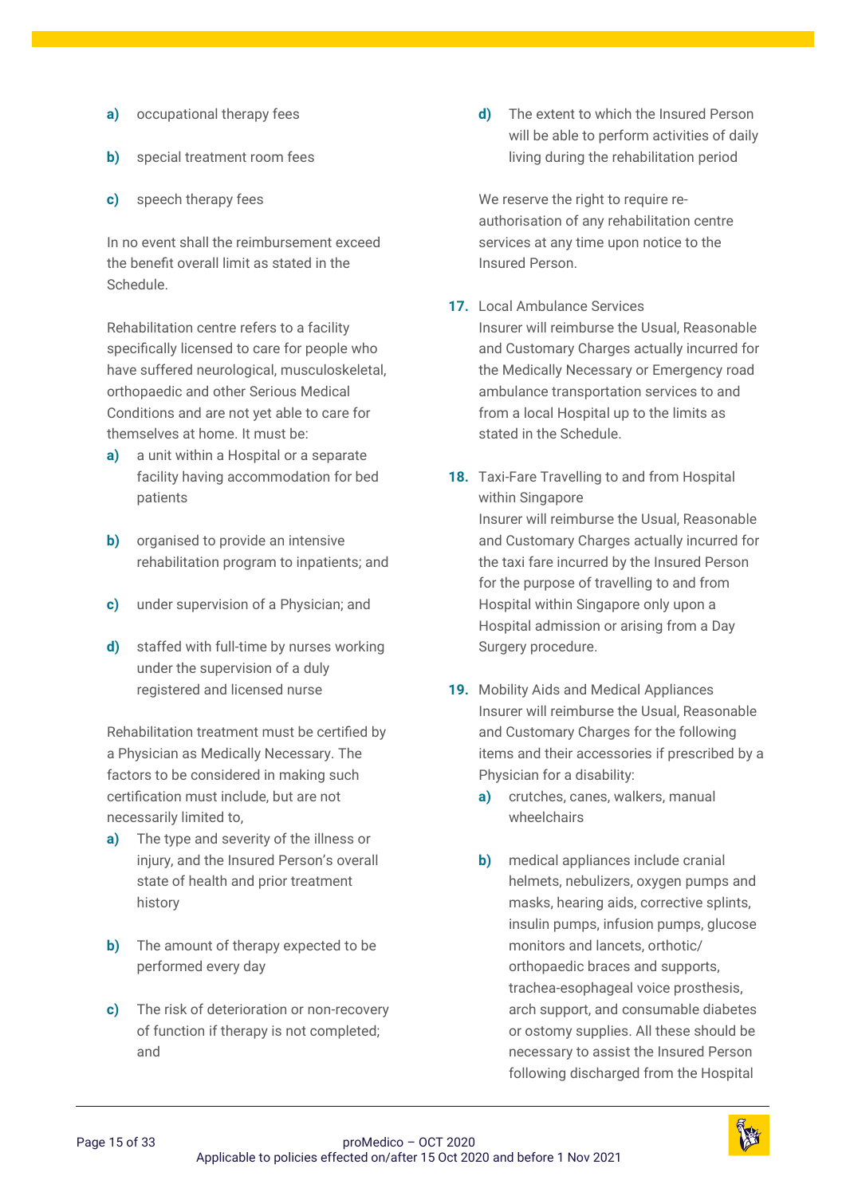a) occupational therapy fees

b) special treatment room fees

c) speech therapy fees

In no event shall the reimbursement exceed the benefit overall limit as stated in the Schedule.

Rehabilitation centre refers to a facility specifically licensed to care for people who have suffered neurological, musculoskeletal, orthopaedic and other Serious Medical Conditions and are not yet able to care for themselves at home. It must be:

a) a unit within a Hospital or a separate facility having accommodation for bed patients

b) organised to provide an intensive rehabilitation program to inpatients; and

c) under supervision of a Physician; and

d) staffed with full-time by nurses working under the supervision of a duly registered and licensed nurse

Rehabilitation treatment must be certified by a Physician as Medically Necessary. The factors to be considered in making such certification must include, but are not necessarily limited to,

a) The type and severity of the illness or injury, and the Insured Person's overall state of health and prior treatment history

b) The amount of therapy expected to be performed every day

c) The risk of deterioration or non-recovery of function if therapy is not completed; and

d) The extent to which the Insured Person will be able to perform activities of daily living during the rehabilitation period

We reserve the right to require re-authorisation of any rehabilitation centre services at any time upon notice to the Insured Person.

**17.** Local Ambulance Services
Insurer will reimburse the Usual, Reasonable and Customary Charges actually incurred for the Medically Necessary or Emergency road ambulance transportation services to and from a local Hospital up to the limits as stated in the Schedule.

**18.** Taxi-Fare Travelling to and from Hospital within Singapore
Insurer will reimburse the Usual, Reasonable and Customary Charges actually incurred for the taxi fare incurred by the Insured Person for the purpose of travelling to and from Hospital within Singapore only upon a Hospital admission or arising from a Day Surgery procedure.

**19.** Mobility Aids and Medical Appliances
Insurer will reimburse the Usual, Reasonable and Customary Charges for the following items and their accessories if prescribed by a Physician for a disability:

a) crutches, canes, walkers, manual wheelchairs

b) medical appliances include cranial helmets, nebulizers, oxygen pumps and masks, hearing aids, corrective splints, insulin pumps, infusion pumps, glucose monitors and lancets, orthotic/ orthopaedic braces and supports, trachea-esophageal voice prosthesis, arch support, and consumable diabetes or ostomy supplies. All these should be necessary to assist the Insured Person following discharged from the Hospital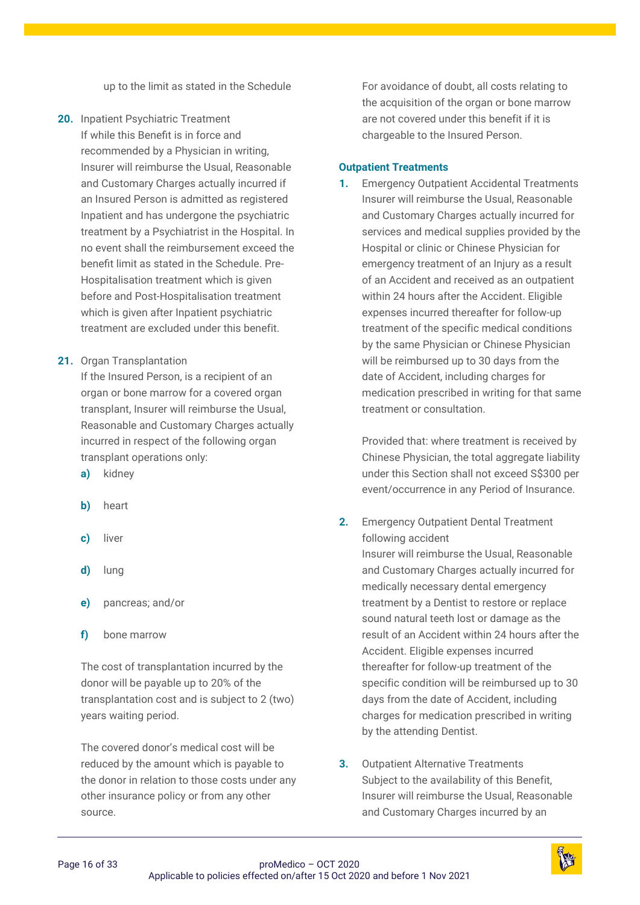up to the limit as stated in the Schedule

**20.** Inpatient Psychiatric Treatment
If while this Benefit is in force and recommended by a Physician in writing, Insurer will reimburse the Usual, Reasonable and Customary Charges actually incurred if an Insured Person is admitted as registered Inpatient and has undergone the psychiatric treatment by a Psychiatrist in the Hospital. In no event shall the reimbursement exceed the benefit limit as stated in the Schedule. Pre-Hospitalisation treatment which is given before and Post-Hospitalisation treatment which is given after Inpatient psychiatric treatment are excluded under this benefit.

**21.** Organ Transplantation
If the Insured Person, is a recipient of an organ or bone marrow for a covered organ transplant, Insurer will reimburse the Usual, Reasonable and Customary Charges actually incurred in respect of the following organ transplant operations only:

**a)** kidney

**b)** heart

**c)** liver

**d)** lung

**e)** pancreas; and/or

**f)** bone marrow

The cost of transplantation incurred by the donor will be payable up to 20% of the transplantation cost and is subject to 2 (two) years waiting period.

The covered donor's medical cost will be reduced by the amount which is payable to the donor in relation to those costs under any other insurance policy or from any other source.

For avoidance of doubt, all costs relating to the acquisition of the organ or bone marrow are not covered under this benefit if it is chargeable to the Insured Person.

**Outpatient Treatments**

**1.** Emergency Outpatient Accidental Treatments
Insurer will reimburse the Usual, Reasonable and Customary Charges actually incurred for services and medical supplies provided by the Hospital or clinic or Chinese Physician for emergency treatment of an Injury as a result of an Accident and received as an outpatient within 24 hours after the Accident. Eligible expenses incurred thereafter for follow-up treatment of the specific medical conditions by the same Physician or Chinese Physician will be reimbursed up to 30 days from the date of Accident, including charges for medication prescribed in writing for that same treatment or consultation.

Provided that: where treatment is received by Chinese Physician, the total aggregate liability under this Section shall not exceed S$300 per event/occurrence in any Period of Insurance.

**2.** Emergency Outpatient Dental Treatment following accident
Insurer will reimburse the Usual, Reasonable and Customary Charges actually incurred for medically necessary dental emergency treatment by a Dentist to restore or replace sound natural teeth lost or damage as the result of an Accident within 24 hours after the Accident. Eligible expenses incurred thereafter for follow-up treatment of the specific condition will be reimbursed up to 30 days from the date of Accident, including charges for medication prescribed in writing by the attending Dentist.

**3.** Outpatient Alternative Treatments
Subject to the availability of this Benefit, Insurer will reimburse the Usual, Reasonable and Customary Charges incurred by an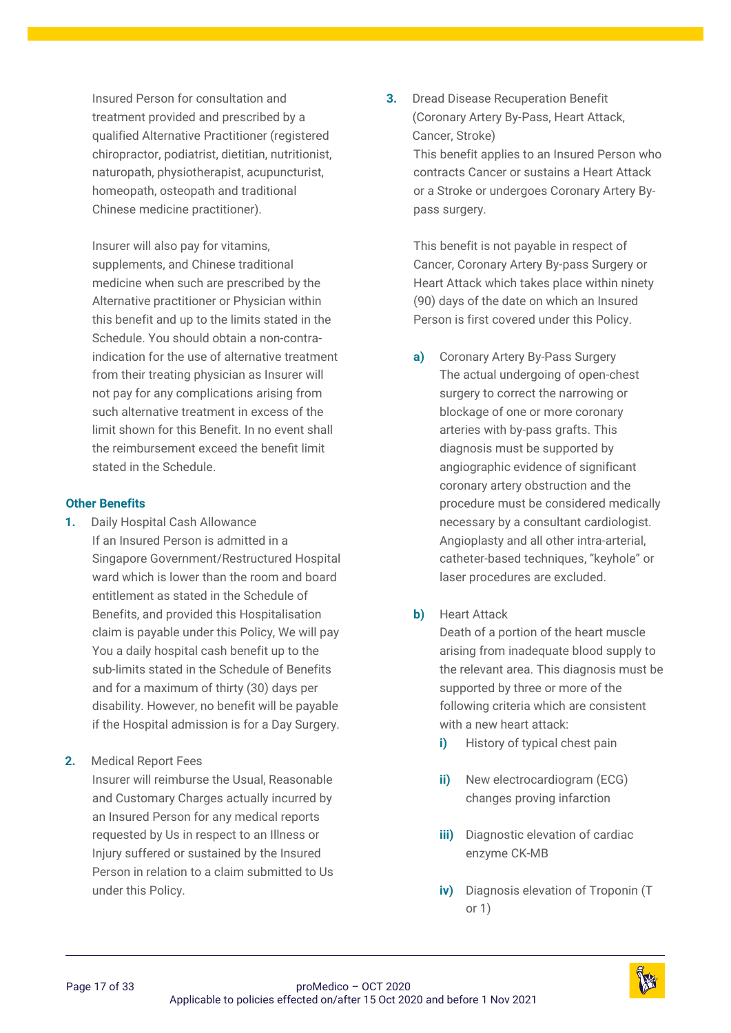Insured Person for consultation and treatment provided and prescribed by a qualified Alternative Practitioner (registered chiropractor, podiatrist, dietitian, nutritionist, naturopath, physiotherapist, acupuncturist, homeopath, osteopath and traditional Chinese medicine practitioner).

Insurer will also pay for vitamins, supplements, and Chinese traditional medicine when such are prescribed by the Alternative practitioner or Physician within this benefit and up to the limits stated in the Schedule. You should obtain a non-contra-indication for the use of alternative treatment from their treating physician as Insurer will not pay for any complications arising from such alternative treatment in excess of the limit shown for this Benefit. In no event shall the reimbursement exceed the benefit limit stated in the Schedule.

**Other Benefits**

**1.** Daily Hospital Cash Allowance
If an Insured Person is admitted in a Singapore Government/Restructured Hospital ward which is lower than the room and board entitlement as stated in the Schedule of Benefits, and provided this Hospitalisation claim is payable under this Policy, We will pay You a daily hospital cash benefit up to the sub-limits stated in the Schedule of Benefits and for a maximum of thirty (30) days per disability. However, no benefit will be payable if the Hospital admission is for a Day Surgery.

**2.** Medical Report Fees
Insurer will reimburse the Usual, Reasonable and Customary Charges actually incurred by an Insured Person for any medical reports requested by Us in respect to an Illness or Injury suffered or sustained by the Insured Person in relation to a claim submitted to Us under this Policy.

**3.** Dread Disease Recuperation Benefit (Coronary Artery By-Pass, Heart Attack, Cancer, Stroke)
This benefit applies to an Insured Person who contracts Cancer or sustains a Heart Attack or a Stroke or undergoes Coronary Artery By-pass surgery.

This benefit is not payable in respect of Cancer, Coronary Artery By-pass Surgery or Heart Attack which takes place within ninety (90) days of the date on which an Insured Person is first covered under this Policy.

**a)** Coronary Artery By-Pass Surgery
The actual undergoing of open-chest surgery to correct the narrowing or blockage of one or more coronary arteries with by-pass grafts. This diagnosis must be supported by angiographic evidence of significant coronary artery obstruction and the procedure must be considered medically necessary by a consultant cardiologist. Angioplasty and all other intra-arterial, catheter-based techniques, "keyhole" or laser procedures are excluded.

**b)** Heart Attack
Death of a portion of the heart muscle arising from inadequate blood supply to the relevant area. This diagnosis must be supported by three or more of the following criteria which are consistent with a new heart attack:

**i)** History of typical chest pain

**ii)** New electrocardiogram (ECG) changes proving infarction

**iii)** Diagnostic elevation of cardiac enzyme CK-MB

**iv)** Diagnosis elevation of Troponin (T or 1)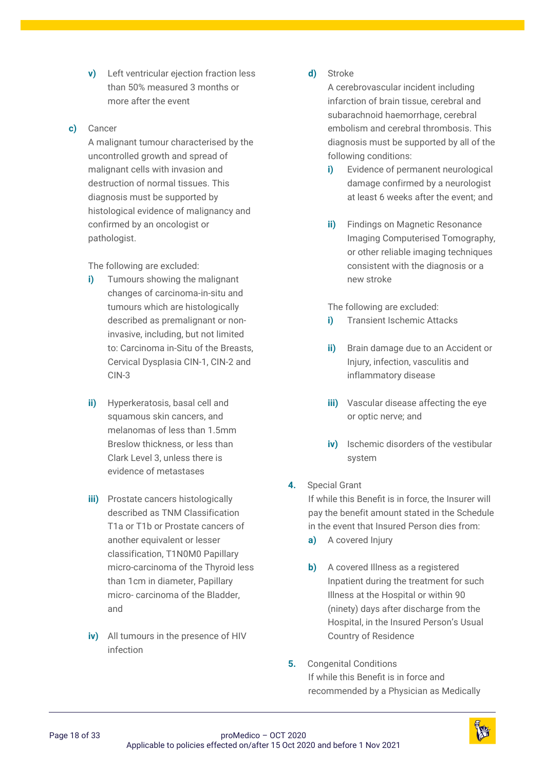v) Left ventricular ejection fraction less than 50% measured 3 months or more after the event

c) Cancer
A malignant tumour characterised by the uncontrolled growth and spread of malignant cells with invasion and destruction of normal tissues. This diagnosis must be supported by histological evidence of malignancy and confirmed by an oncologist or pathologist.

The following are excluded:

i) Tumours showing the malignant changes of carcinoma-in-situ and tumours which are histologically described as premalignant or non-invasive, including, but not limited to: Carcinoma in-Situ of the Breasts, Cervical Dysplasia CIN-1, CIN-2 and CIN-3

ii) Hyperkeratosis, basal cell and squamous skin cancers, and melanomas of less than 1.5mm Breslow thickness, or less than Clark Level 3, unless there is evidence of metastases

iii) Prostate cancers histologically described as TNM Classification T1a or T1b or Prostate cancers of another equivalent or lesser classification, T1N0M0 Papillary micro-carcinoma of the Thyroid less than 1cm in diameter, Papillary micro- carcinoma of the Bladder, and

iv) All tumours in the presence of HIV infection

d) Stroke
A cerebrovascular incident including infarction of brain tissue, cerebral and subarachnoid haemorrhage, cerebral embolism and cerebral thrombosis. This diagnosis must be supported by all of the following conditions:

i) Evidence of permanent neurological damage confirmed by a neurologist at least 6 weeks after the event; and

ii) Findings on Magnetic Resonance Imaging Computerised Tomography, or other reliable imaging techniques consistent with the diagnosis or a new stroke

The following are excluded:

i) Transient Ischemic Attacks

ii) Brain damage due to an Accident or Injury, infection, vasculitis and inflammatory disease

iii) Vascular disease affecting the eye or optic nerve; and

iv) Ischemic disorders of the vestibular system

4. Special Grant
If while this Benefit is in force, the Insurer will pay the benefit amount stated in the Schedule in the event that Insured Person dies from:

a) A covered Injury

b) A covered Illness as a registered Inpatient during the treatment for such Illness at the Hospital or within 90 (ninety) days after discharge from the Hospital, in the Insured Person's Usual Country of Residence

5. Congenital Conditions
If while this Benefit is in force and recommended by a Physician as Medically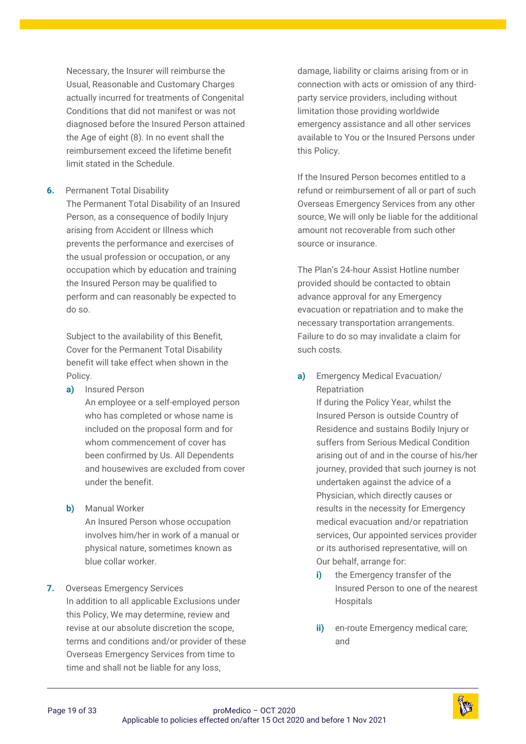Necessary, the Insurer will reimburse the Usual, Reasonable and Customary Charges actually incurred for treatments of Congenital Conditions that did not manifest or was not diagnosed before the Insured Person attained the Age of eight (8). In no event shall the reimbursement exceed the lifetime benefit limit stated in the Schedule.

**6.** Permanent Total Disability

The Permanent Total Disability of an Insured Person, as a consequence of bodily Injury arising from Accident or Illness which prevents the performance and exercises of the usual profession or occupation, or any occupation which by education and training the Insured Person may be qualified to perform and can reasonably be expected to do so.

Subject to the availability of this Benefit, Cover for the Permanent Total Disability benefit will take effect when shown in the Policy.

**a)** Insured Person

An employee or a self-employed person who has completed or whose name is included on the proposal form and for whom commencement of cover has been confirmed by Us. All Dependents and housewives are excluded from cover under the benefit.

**b)** Manual Worker

An Insured Person whose occupation involves him/her in work of a manual or physical nature, sometimes known as blue collar worker.

**7.** Overseas Emergency Services

In addition to all applicable Exclusions under this Policy, We may determine, review and revise at our absolute discretion the scope, terms and conditions and/or provider of these Overseas Emergency Services from time to time and shall not be liable for any loss, damage, liability or claims arising from or in connection with acts or omission of any third-party service providers, including without limitation those providing worldwide emergency assistance and all other services available to You or the Insured Persons under this Policy.

If the Insured Person becomes entitled to a refund or reimbursement of all or part of such Overseas Emergency Services from any other source, We will only be liable for the additional amount not recoverable from such other source or insurance.

The Plan's 24-hour Assist Hotline number provided should be contacted to obtain advance approval for any Emergency evacuation or repatriation and to make the necessary transportation arrangements. Failure to do so may invalidate a claim for such costs.

**a)** Emergency Medical Evacuation/ Repatriation

If during the Policy Year, whilst the Insured Person is outside Country of Residence and sustains Bodily Injury or suffers from Serious Medical Condition arising out of and in the course of his/her journey, provided that such journey is not undertaken against the advice of a Physician, which directly causes or results in the necessity for Emergency medical evacuation and/or repatriation services, Our appointed services provider or its authorised representative, will on Our behalf, arrange for:

**i)** the Emergency transfer of the Insured Person to one of the nearest Hospitals

**ii)** en-route Emergency medical care; and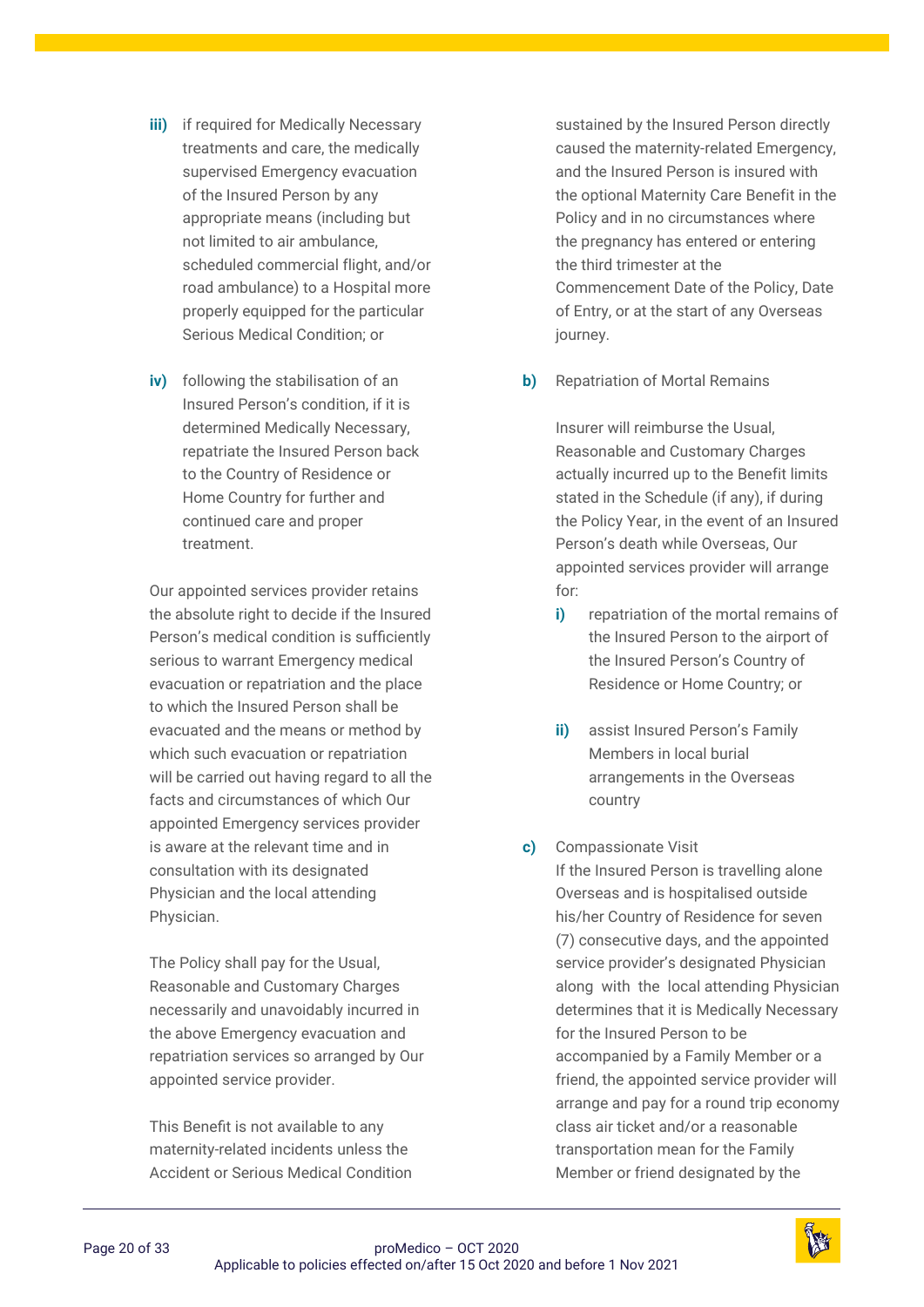**iii)** if required for Medically Necessary treatments and care, the medically supervised Emergency evacuation of the Insured Person by any appropriate means (including but not limited to air ambulance, scheduled commercial flight, and/or road ambulance) to a Hospital more properly equipped for the particular Serious Medical Condition; or

**iv)** following the stabilisation of an Insured Person's condition, if it is determined Medically Necessary, repatriate the Insured Person back to the Country of Residence or Home Country for further and continued care and proper treatment.

Our appointed services provider retains the absolute right to decide if the Insured Person's medical condition is sufficiently serious to warrant Emergency medical evacuation or repatriation and the place to which the Insured Person shall be evacuated and the means or method by which such evacuation or repatriation will be carried out having regard to all the facts and circumstances of which Our appointed Emergency services provider is aware at the relevant time and in consultation with its designated Physician and the local attending Physician.

The Policy shall pay for the Usual, Reasonable and Customary Charges necessarily and unavoidably incurred in the above Emergency evacuation and repatriation services so arranged by Our appointed service provider.

This Benefit is not available to any maternity-related incidents unless the Accident or Serious Medical Condition sustained by the Insured Person directly caused the maternity-related Emergency, and the Insured Person is insured with the optional Maternity Care Benefit in the Policy and in no circumstances where the pregnancy has entered or entering the third trimester at the Commencement Date of the Policy, Date of Entry, or at the start of any Overseas journey.

**b)** Repatriation of Mortal Remains

Insurer will reimburse the Usual, Reasonable and Customary Charges actually incurred up to the Benefit limits stated in the Schedule (if any), if during the Policy Year, in the event of an Insured Person's death while Overseas, Our appointed services provider will arrange for:

**i)** repatriation of the mortal remains of the Insured Person to the airport of the Insured Person's Country of Residence or Home Country; or

**ii)** assist Insured Person's Family Members in local burial arrangements in the Overseas country

**c)** Compassionate Visit
If the Insured Person is travelling alone Overseas and is hospitalised outside his/her Country of Residence for seven (7) consecutive days, and the appointed service provider's designated Physician along with the local attending Physician determines that it is Medically Necessary for the Insured Person to be accompanied by a Family Member or a friend, the appointed service provider will arrange and pay for a round trip economy class air ticket and/or a reasonable transportation mean for the Family Member or friend designated by the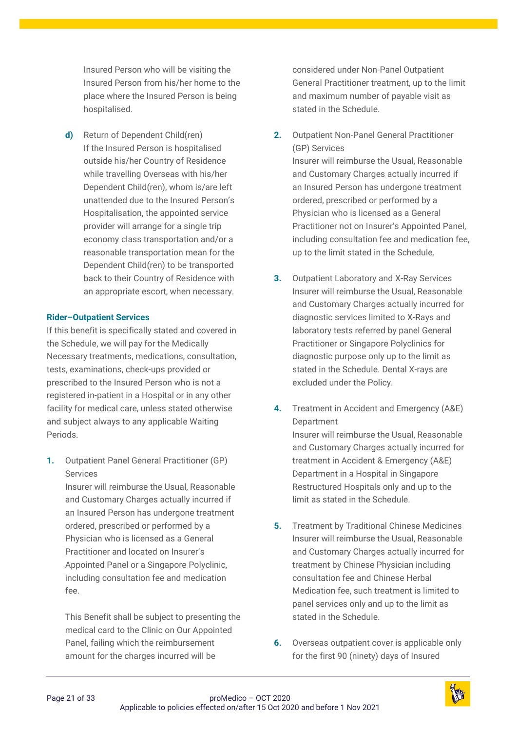Insured Person who will be visiting the Insured Person from his/her home to the place where the Insured Person is being hospitalised.

**d)** Return of Dependent Child(ren)
If the Insured Person is hospitalised outside his/her Country of Residence while travelling Overseas with his/her Dependent Child(ren), whom is/are left unattended due to the Insured Person's Hospitalisation, the appointed service provider will arrange for a single trip economy class transportation and/or a reasonable transportation mean for the Dependent Child(ren) to be transported back to their Country of Residence with an appropriate escort, when necessary.

**Rider–Outpatient Services**

If this benefit is specifically stated and covered in the Schedule, we will pay for the Medically Necessary treatments, medications, consultation, tests, examinations, check-ups provided or prescribed to the Insured Person who is not a registered in-patient in a Hospital or in any other facility for medical care, unless stated otherwise and subject always to any applicable Waiting Periods.

1. Outpatient Panel General Practitioner (GP) Services
   Insurer will reimburse the Usual, Reasonable and Customary Charges actually incurred if an Insured Person has undergone treatment ordered, prescribed or performed by a Physician who is licensed as a General Practitioner and located on Insurer's Appointed Panel or a Singapore Polyclinic, including consultation fee and medication fee.

   This Benefit shall be subject to presenting the medical card to the Clinic on Our Appointed Panel, failing which the reimbursement amount for the charges incurred will be considered under Non-Panel Outpatient General Practitioner treatment, up to the limit and maximum number of payable visit as stated in the Schedule.

2. Outpatient Non-Panel General Practitioner (GP) Services
   Insurer will reimburse the Usual, Reasonable and Customary Charges actually incurred if an Insured Person has undergone treatment ordered, prescribed or performed by a Physician who is licensed as a General Practitioner not on Insurer's Appointed Panel, including consultation fee and medication fee, up to the limit stated in the Schedule.

3. Outpatient Laboratory and X-Ray Services
   Insurer will reimburse the Usual, Reasonable and Customary Charges actually incurred for diagnostic services limited to X-Rays and laboratory tests referred by panel General Practitioner or Singapore Polyclinics for diagnostic purpose only up to the limit as stated in the Schedule. Dental X-rays are excluded under the Policy.

4. Treatment in Accident and Emergency (A&E) Department
   Insurer will reimburse the Usual, Reasonable and Customary Charges actually incurred for treatment in Accident & Emergency (A&E) Department in a Hospital in Singapore Restructured Hospitals only and up to the limit as stated in the Schedule.

5. Treatment by Traditional Chinese Medicines
   Insurer will reimburse the Usual, Reasonable and Customary Charges actually incurred for treatment by Chinese Physician including consultation fee and Chinese Herbal Medication fee, such treatment is limited to panel services only and up to the limit as stated in the Schedule.

6. Overseas outpatient cover is applicable only for the first 90 (ninety) days of Insured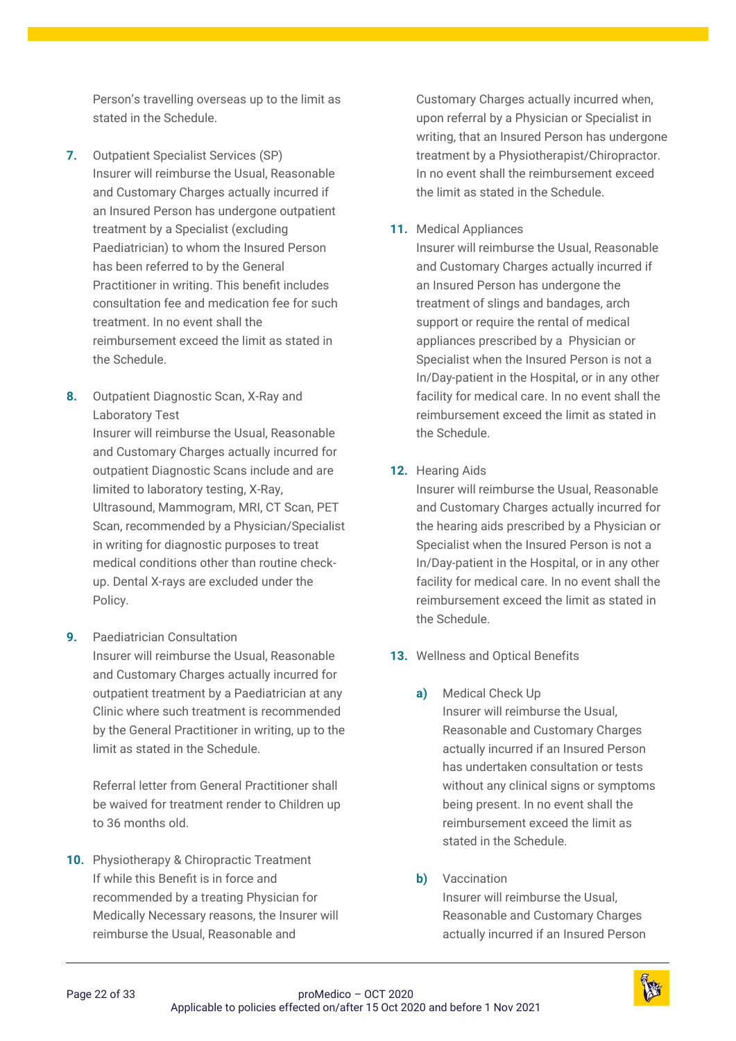Person's travelling overseas up to the limit as stated in the Schedule.

7. Outpatient Specialist Services (SP)
   Insurer will reimburse the Usual, Reasonable and Customary Charges actually incurred if an Insured Person has undergone outpatient treatment by a Specialist (excluding Paediatrician) to whom the Insured Person has been referred to by the General Practitioner in writing. This benefit includes consultation fee and medication fee for such treatment. In no event shall the reimbursement exceed the limit as stated in the Schedule.

8. Outpatient Diagnostic Scan, X-Ray and Laboratory Test
   Insurer will reimburse the Usual, Reasonable and Customary Charges actually incurred for outpatient Diagnostic Scans include and are limited to laboratory testing, X-Ray, Ultrasound, Mammogram, MRI, CT Scan, PET Scan, recommended by a Physician/Specialist in writing for diagnostic purposes to treat medical conditions other than routine check-up. Dental X-rays are excluded under the Policy.

9. Paediatrician Consultation
   Insurer will reimburse the Usual, Reasonable and Customary Charges actually incurred for outpatient treatment by a Paediatrician at any Clinic where such treatment is recommended by the General Practitioner in writing, up to the limit as stated in the Schedule.

   Referral letter from General Practitioner shall be waived for treatment render to Children up to 36 months old.

10. Physiotherapy & Chiropractic Treatment
    If while this Benefit is in force and recommended by a treating Physician for Medically Necessary reasons, the Insurer will reimburse the Usual, Reasonable and Customary Charges actually incurred when, upon referral by a Physician or Specialist in writing, that an Insured Person has undergone treatment by a Physiotherapist/Chiropractor. In no event shall the reimbursement exceed the limit as stated in the Schedule.

11. Medical Appliances
    Insurer will reimburse the Usual, Reasonable and Customary Charges actually incurred if an Insured Person has undergone the treatment of slings and bandages, arch support or require the rental of medical appliances prescribed by a Physician or Specialist when the Insured Person is not a In/Day-patient in the Hospital, or in any other facility for medical care. In no event shall the reimbursement exceed the limit as stated in the Schedule.

12. Hearing Aids
    Insurer will reimburse the Usual, Reasonable and Customary Charges actually incurred for the hearing aids prescribed by a Physician or Specialist when the Insured Person is not a In/Day-patient in the Hospital, or in any other facility for medical care. In no event shall the reimbursement exceed the limit as stated in the Schedule.

13. Wellness and Optical Benefits

    a) Medical Check Up
       Insurer will reimburse the Usual, Reasonable and Customary Charges actually incurred if an Insured Person has undertaken consultation or tests without any clinical signs or symptoms being present. In no event shall the reimbursement exceed the limit as stated in the Schedule.

    b) Vaccination
       Insurer will reimburse the Usual, Reasonable and Customary Charges actually incurred if an Insured Person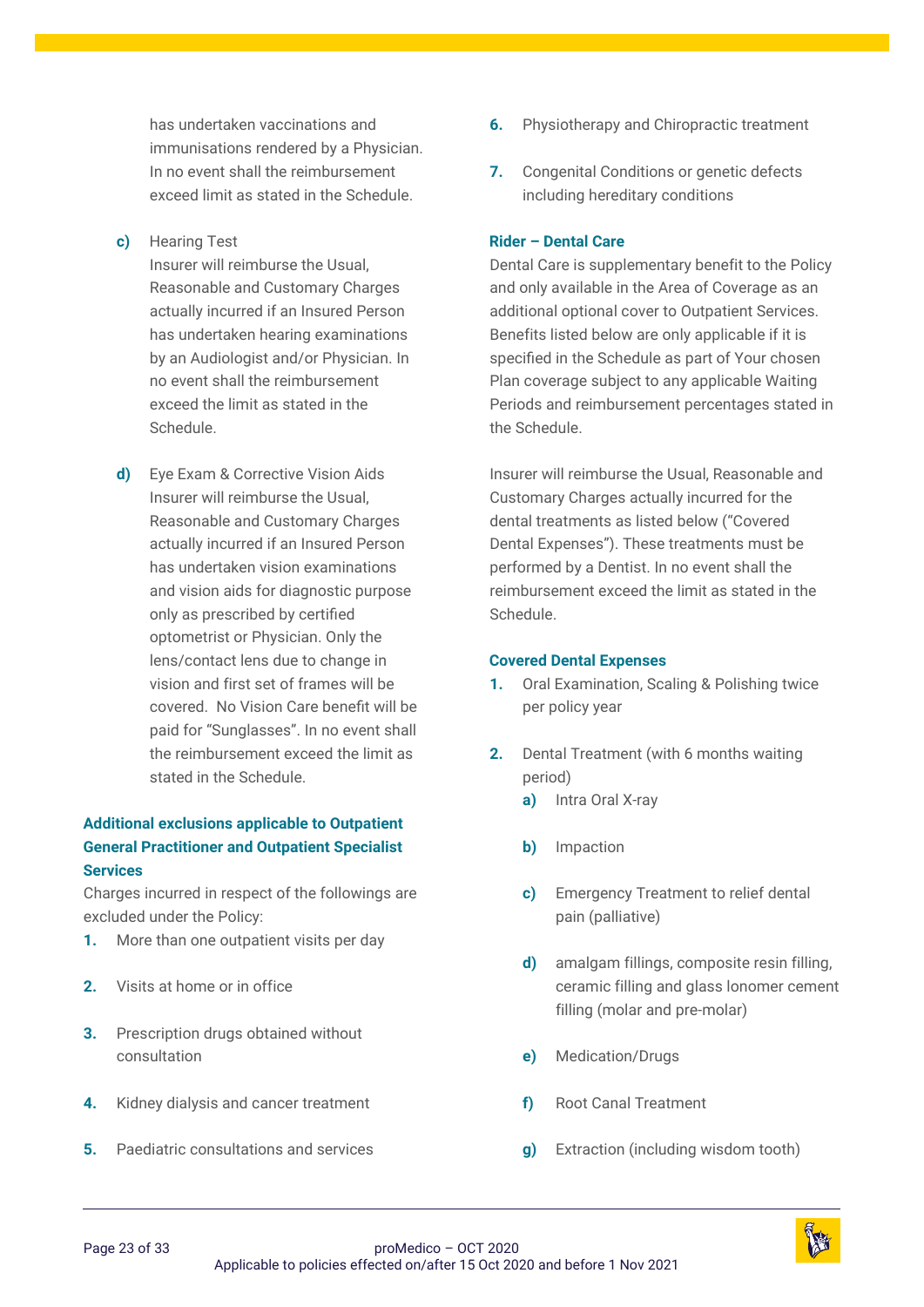has undertaken vaccinations and immunisations rendered by a Physician. In no event shall the reimbursement exceed limit as stated in the Schedule.

**c)** Hearing Test
Insurer will reimburse the Usual, Reasonable and Customary Charges actually incurred if an Insured Person has undertaken hearing examinations by an Audiologist and/or Physician. In no event shall the reimbursement exceed the limit as stated in the Schedule.

**d)** Eye Exam & Corrective Vision Aids
Insurer will reimburse the Usual, Reasonable and Customary Charges actually incurred if an Insured Person has undertaken vision examinations and vision aids for diagnostic purpose only as prescribed by certified optometrist or Physician. Only the lens/contact lens due to change in vision and first set of frames will be covered. No Vision Care benefit will be paid for "Sunglasses". In no event shall the reimbursement exceed the limit as stated in the Schedule.

**Additional exclusions applicable to Outpatient General Practitioner and Outpatient Specialist Services**

Charges incurred in respect of the followings are excluded under the Policy:

1. More than one outpatient visits per day
2. Visits at home or in office
3. Prescription drugs obtained without consultation
4. Kidney dialysis and cancer treatment
5. Paediatric consultations and services
6. Physiotherapy and Chiropractic treatment
7. Congenital Conditions or genetic defects including hereditary conditions

**Rider – Dental Care**

Dental Care is supplementary benefit to the Policy and only available in the Area of Coverage as an additional optional cover to Outpatient Services. Benefits listed below are only applicable if it is specified in the Schedule as part of Your chosen Plan coverage subject to any applicable Waiting Periods and reimbursement percentages stated in the Schedule.

Insurer will reimburse the Usual, Reasonable and Customary Charges actually incurred for the dental treatments as listed below ("Covered Dental Expenses"). These treatments must be performed by a Dentist. In no event shall the reimbursement exceed the limit as stated in the Schedule.

**Covered Dental Expenses**

1. Oral Examination, Scaling & Polishing twice per policy year
2. Dental Treatment (with 6 months waiting period)
   - **a)** Intra Oral X-ray
   - **b)** Impaction
   - **c)** Emergency Treatment to relief dental pain (palliative)
   - **d)** amalgam fillings, composite resin filling, ceramic filling and glass Ionomer cement filling (molar and pre-molar)
   - **e)** Medication/Drugs
   - **f)** Root Canal Treatment
   - **g)** Extraction (including wisdom tooth)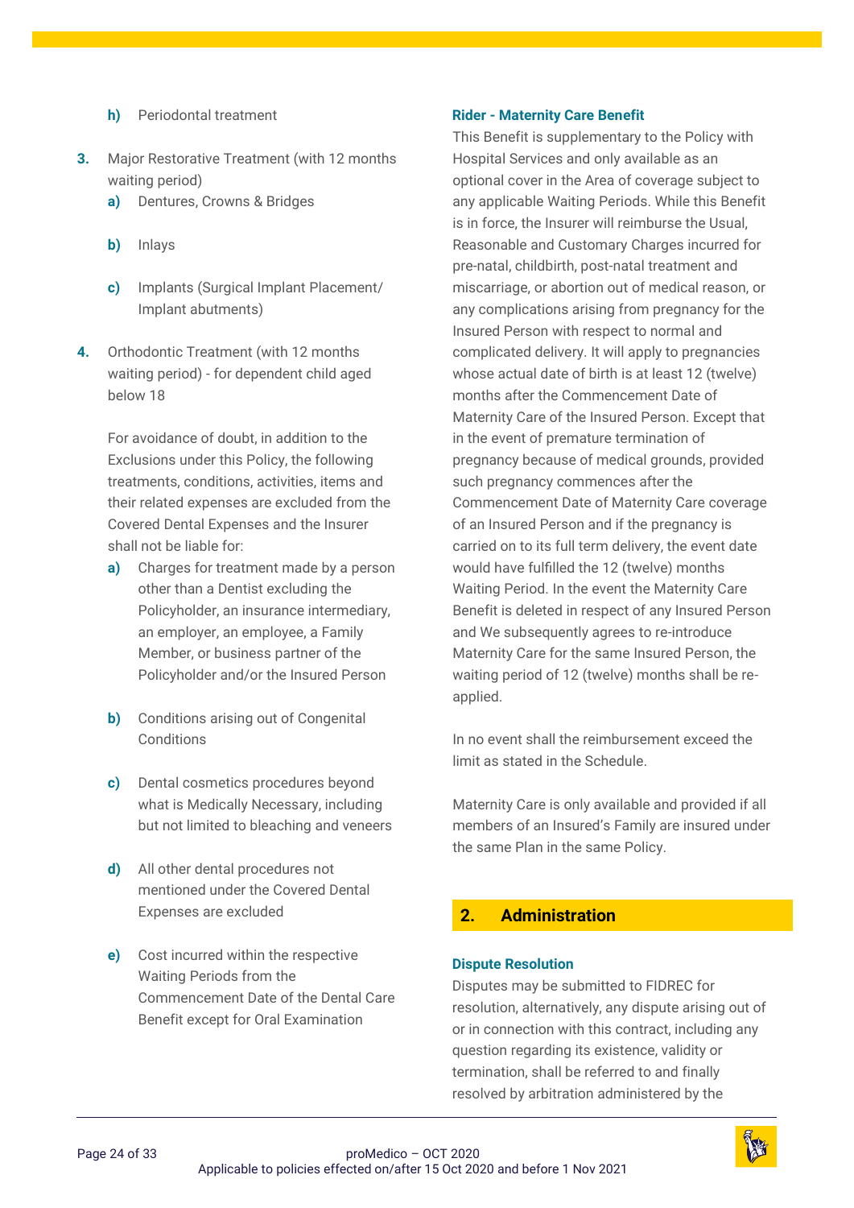- **h)** Periodontal treatment

**3.** Major Restorative Treatment (with 12 months waiting period)

- **a)** Dentures, Crowns & Bridges
- **b)** Inlays
- **c)** Implants (Surgical Implant Placement/ Implant abutments)

**4.** Orthodontic Treatment (with 12 months waiting period) - for dependent child aged below 18

For avoidance of doubt, in addition to the Exclusions under this Policy, the following treatments, conditions, activities, items and their related expenses are excluded from the Covered Dental Expenses and the Insurer shall not be liable for:

- **a)** Charges for treatment made by a person other than a Dentist excluding the Policyholder, an insurance intermediary, an employer, an employee, a Family Member, or business partner of the Policyholder and/or the Insured Person
- **b)** Conditions arising out of Congenital Conditions
- **c)** Dental cosmetics procedures beyond what is Medically Necessary, including but not limited to bleaching and veneers
- **d)** All other dental procedures not mentioned under the Covered Dental Expenses are excluded
- **e)** Cost incurred within the respective Waiting Periods from the Commencement Date of the Dental Care Benefit except for Oral Examination

**Rider - Maternity Care Benefit**

This Benefit is supplementary to the Policy with Hospital Services and only available as an optional cover in the Area of coverage subject to any applicable Waiting Periods. While this Benefit is in force, the Insurer will reimburse the Usual, Reasonable and Customary Charges incurred for pre-natal, childbirth, post-natal treatment and miscarriage, or abortion out of medical reason, or any complications arising from pregnancy for the Insured Person with respect to normal and complicated delivery. It will apply to pregnancies whose actual date of birth is at least 12 (twelve) months after the Commencement Date of Maternity Care of the Insured Person. Except that in the event of premature termination of pregnancy because of medical grounds, provided such pregnancy commences after the Commencement Date of Maternity Care coverage of an Insured Person and if the pregnancy is carried on to its full term delivery, the event date would have fulfilled the 12 (twelve) months Waiting Period. In the event the Maternity Care Benefit is deleted in respect of any Insured Person and We subsequently agrees to re-introduce Maternity Care for the same Insured Person, the waiting period of 12 (twelve) months shall be re-applied.

In no event shall the reimbursement exceed the limit as stated in the Schedule.

Maternity Care is only available and provided if all members of an Insured's Family are insured under the same Plan in the same Policy.

## 2. Administration

**Dispute Resolution**

Disputes may be submitted to FIDREC for resolution, alternatively, any dispute arising out of or in connection with this contract, including any question regarding its existence, validity or termination, shall be referred to and finally resolved by arbitration administered by the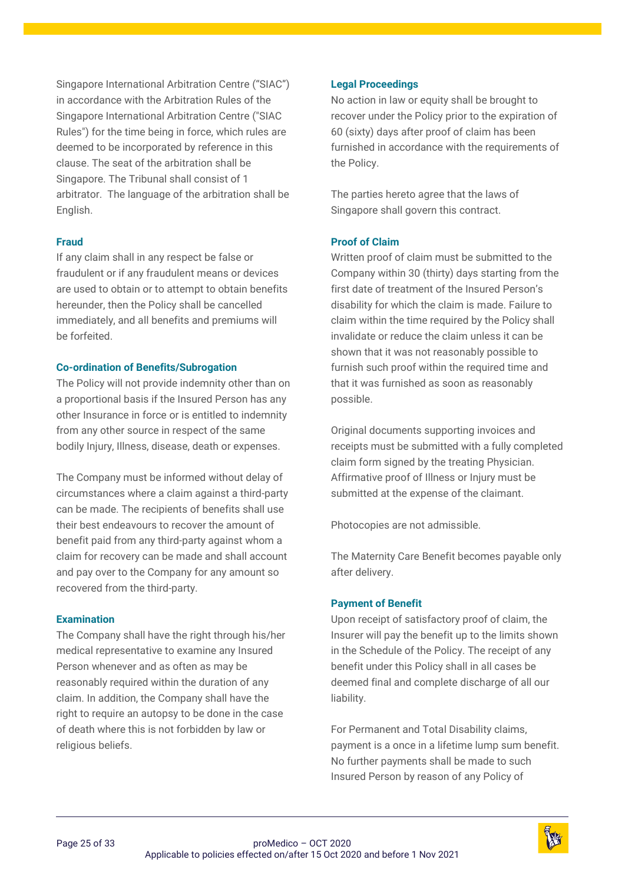Singapore International Arbitration Centre (“SIAC”) in accordance with the Arbitration Rules of the Singapore International Arbitration Centre ("SIAC Rules") for the time being in force, which rules are deemed to be incorporated by reference in this clause. The seat of the arbitration shall be Singapore. The Tribunal shall consist of 1 arbitrator. The language of the arbitration shall be English.

### Fraud

If any claim shall in any respect be false or fraudulent or if any fraudulent means or devices are used to obtain or to attempt to obtain benefits hereunder, then the Policy shall be cancelled immediately, and all benefits and premiums will be forfeited.

### Co-ordination of Benefits/Subrogation

The Policy will not provide indemnity other than on a proportional basis if the Insured Person has any other Insurance in force or is entitled to indemnity from any other source in respect of the same bodily Injury, Illness, disease, death or expenses.

The Company must be informed without delay of circumstances where a claim against a third-party can be made. The recipients of benefits shall use their best endeavours to recover the amount of benefit paid from any third-party against whom a claim for recovery can be made and shall account and pay over to the Company for any amount so recovered from the third-party.

### Examination

The Company shall have the right through his/her medical representative to examine any Insured Person whenever and as often as may be reasonably required within the duration of any claim. In addition, the Company shall have the right to require an autopsy to be done in the case of death where this is not forbidden by law or religious beliefs.

### Legal Proceedings

No action in law or equity shall be brought to recover under the Policy prior to the expiration of 60 (sixty) days after proof of claim has been furnished in accordance with the requirements of the Policy.

The parties hereto agree that the laws of Singapore shall govern this contract.

### Proof of Claim

Written proof of claim must be submitted to the Company within 30 (thirty) days starting from the first date of treatment of the Insured Person’s disability for which the claim is made. Failure to claim within the time required by the Policy shall invalidate or reduce the claim unless it can be shown that it was not reasonably possible to furnish such proof within the required time and that it was furnished as soon as reasonably possible.

Original documents supporting invoices and receipts must be submitted with a fully completed claim form signed by the treating Physician. Affirmative proof of Illness or Injury must be submitted at the expense of the claimant.

Photocopies are not admissible.

The Maternity Care Benefit becomes payable only after delivery.

### Payment of Benefit

Upon receipt of satisfactory proof of claim, the Insurer will pay the benefit up to the limits shown in the Schedule of the Policy. The receipt of any benefit under this Policy shall in all cases be deemed final and complete discharge of all our liability.

For Permanent and Total Disability claims, payment is a once in a lifetime lump sum benefit. No further payments shall be made to such Insured Person by reason of any Policy of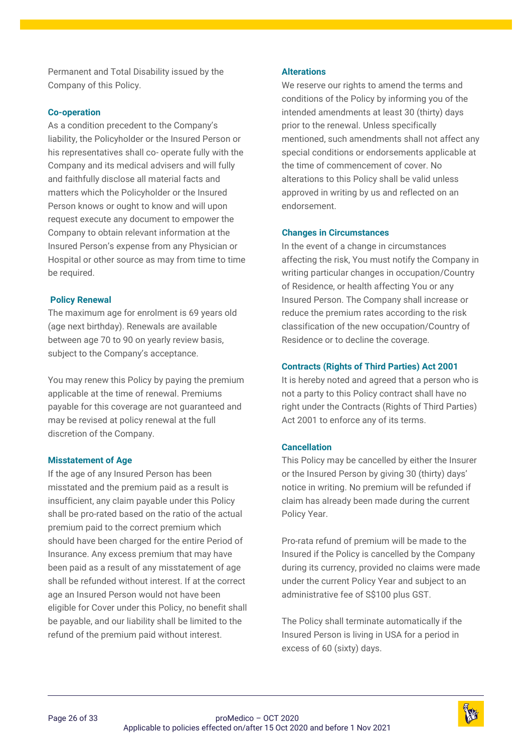Permanent and Total Disability issued by the Company of this Policy.

### Co-operation

As a condition precedent to the Company's liability, the Policyholder or the Insured Person or his representatives shall co- operate fully with the Company and its medical advisers and will fully and faithfully disclose all material facts and matters which the Policyholder or the Insured Person knows or ought to know and will upon request execute any document to empower the Company to obtain relevant information at the Insured Person's expense from any Physician or Hospital or other source as may from time to time be required.

### Policy Renewal

The maximum age for enrolment is 69 years old (age next birthday). Renewals are available between age 70 to 90 on yearly review basis, subject to the Company's acceptance.

You may renew this Policy by paying the premium applicable at the time of renewal. Premiums payable for this coverage are not guaranteed and may be revised at policy renewal at the full discretion of the Company.

### Misstatement of Age

If the age of any Insured Person has been misstated and the premium paid as a result is insufficient, any claim payable under this Policy shall be pro-rated based on the ratio of the actual premium paid to the correct premium which should have been charged for the entire Period of Insurance. Any excess premium that may have been paid as a result of any misstatement of age shall be refunded without interest. If at the correct age an Insured Person would not have been eligible for Cover under this Policy, no benefit shall be payable, and our liability shall be limited to the refund of the premium paid without interest.

### Alterations

We reserve our rights to amend the terms and conditions of the Policy by informing you of the intended amendments at least 30 (thirty) days prior to the renewal. Unless specifically mentioned, such amendments shall not affect any special conditions or endorsements applicable at the time of commencement of cover. No alterations to this Policy shall be valid unless approved in writing by us and reflected on an endorsement.

### Changes in Circumstances

In the event of a change in circumstances affecting the risk, You must notify the Company in writing particular changes in occupation/Country of Residence, or health affecting You or any Insured Person. The Company shall increase or reduce the premium rates according to the risk classification of the new occupation/Country of Residence or to decline the coverage.

### Contracts (Rights of Third Parties) Act 2001

It is hereby noted and agreed that a person who is not a party to this Policy contract shall have no right under the Contracts (Rights of Third Parties) Act 2001 to enforce any of its terms.

### Cancellation

This Policy may be cancelled by either the Insurer or the Insured Person by giving 30 (thirty) days' notice in writing. No premium will be refunded if claim has already been made during the current Policy Year.

Pro-rata refund of premium will be made to the Insured if the Policy is cancelled by the Company during its currency, provided no claims were made under the current Policy Year and subject to an administrative fee of S$100 plus GST.

The Policy shall terminate automatically if the Insured Person is living in USA for a period in excess of 60 (sixty) days.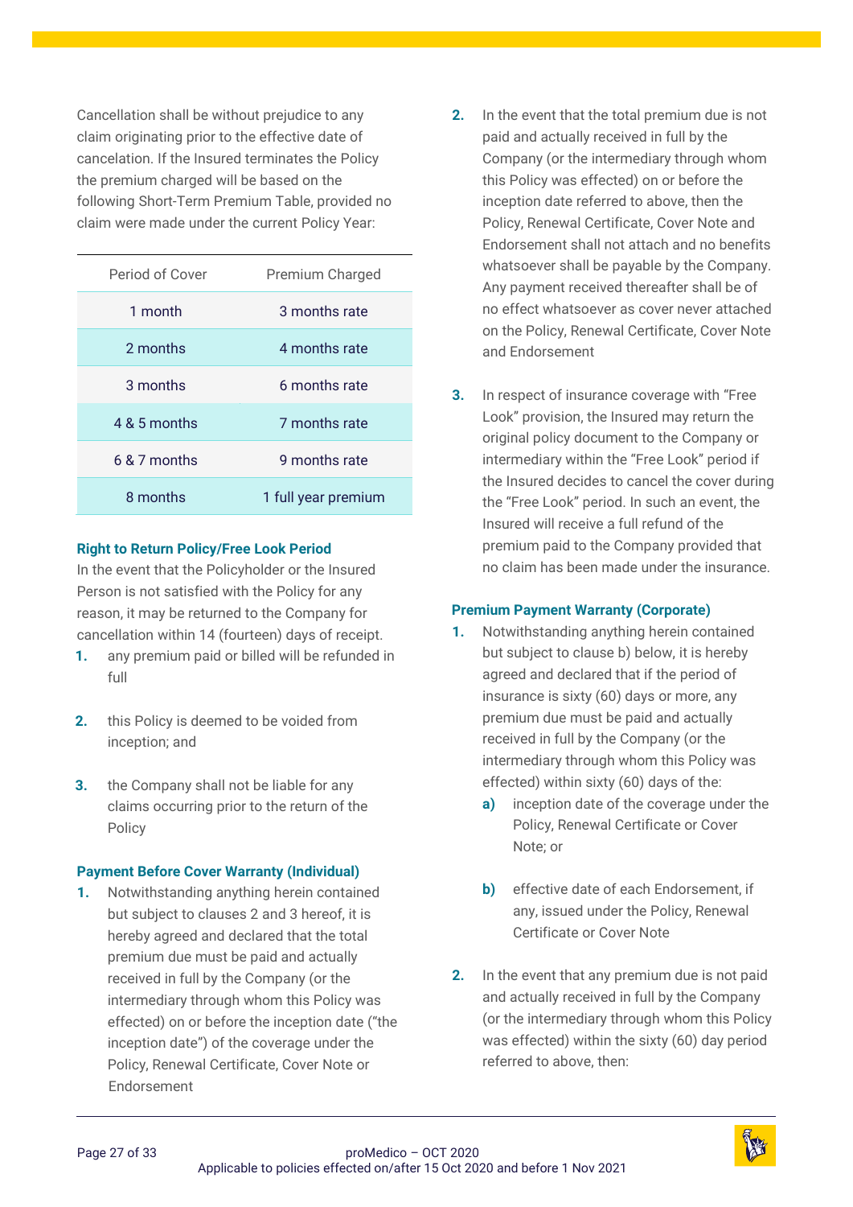Cancellation shall be without prejudice to any claim originating prior to the effective date of cancelation. If the Insured terminates the Policy the premium charged will be based on the following Short-Term Premium Table, provided no claim were made under the current Policy Year:

| Period of Cover | Premium Charged |
|---|---|
| 1 month | 3 months rate |
| 2 months | 4 months rate |
| 3 months | 6 months rate |
| 4 & 5 months | 7 months rate |
| 6 & 7 months | 9 months rate |
| 8 months | 1 full year premium |

**Right to Return Policy/Free Look Period**

In the event that the Policyholder or the Insured Person is not satisfied with the Policy for any reason, it may be returned to the Company for cancellation within 14 (fourteen) days of receipt.

1. any premium paid or billed will be refunded in full
2. this Policy is deemed to be voided from inception; and
3. the Company shall not be liable for any claims occurring prior to the return of the Policy

**Payment Before Cover Warranty (Individual)**

1. Notwithstanding anything herein contained but subject to clauses 2 and 3 hereof, it is hereby agreed and declared that the total premium due must be paid and actually received in full by the Company (or the intermediary through whom this Policy was effected) on or before the inception date ("the inception date") of the coverage under the Policy, Renewal Certificate, Cover Note or Endorsement
2. In the event that the total premium due is not paid and actually received in full by the Company (or the intermediary through whom this Policy was effected) on or before the inception date referred to above, then the Policy, Renewal Certificate, Cover Note and Endorsement shall not attach and no benefits whatsoever shall be payable by the Company. Any payment received thereafter shall be of no effect whatsoever as cover never attached on the Policy, Renewal Certificate, Cover Note and Endorsement
3. In respect of insurance coverage with "Free Look" provision, the Insured may return the original policy document to the Company or intermediary within the "Free Look" period if the Insured decides to cancel the cover during the "Free Look" period. In such an event, the Insured will receive a full refund of the premium paid to the Company provided that no claim has been made under the insurance.

**Premium Payment Warranty (Corporate)**

1. Notwithstanding anything herein contained but subject to clause b) below, it is hereby agreed and declared that if the period of insurance is sixty (60) days or more, any premium due must be paid and actually received in full by the Company (or the intermediary through whom this Policy was effected) within sixty (60) days of the:
   - **a)** inception date of the coverage under the Policy, Renewal Certificate or Cover Note; or
   - **b)** effective date of each Endorsement, if any, issued under the Policy, Renewal Certificate or Cover Note
2. In the event that any premium due is not paid and actually received in full by the Company (or the intermediary through whom this Policy was effected) within the sixty (60) day period referred to above, then: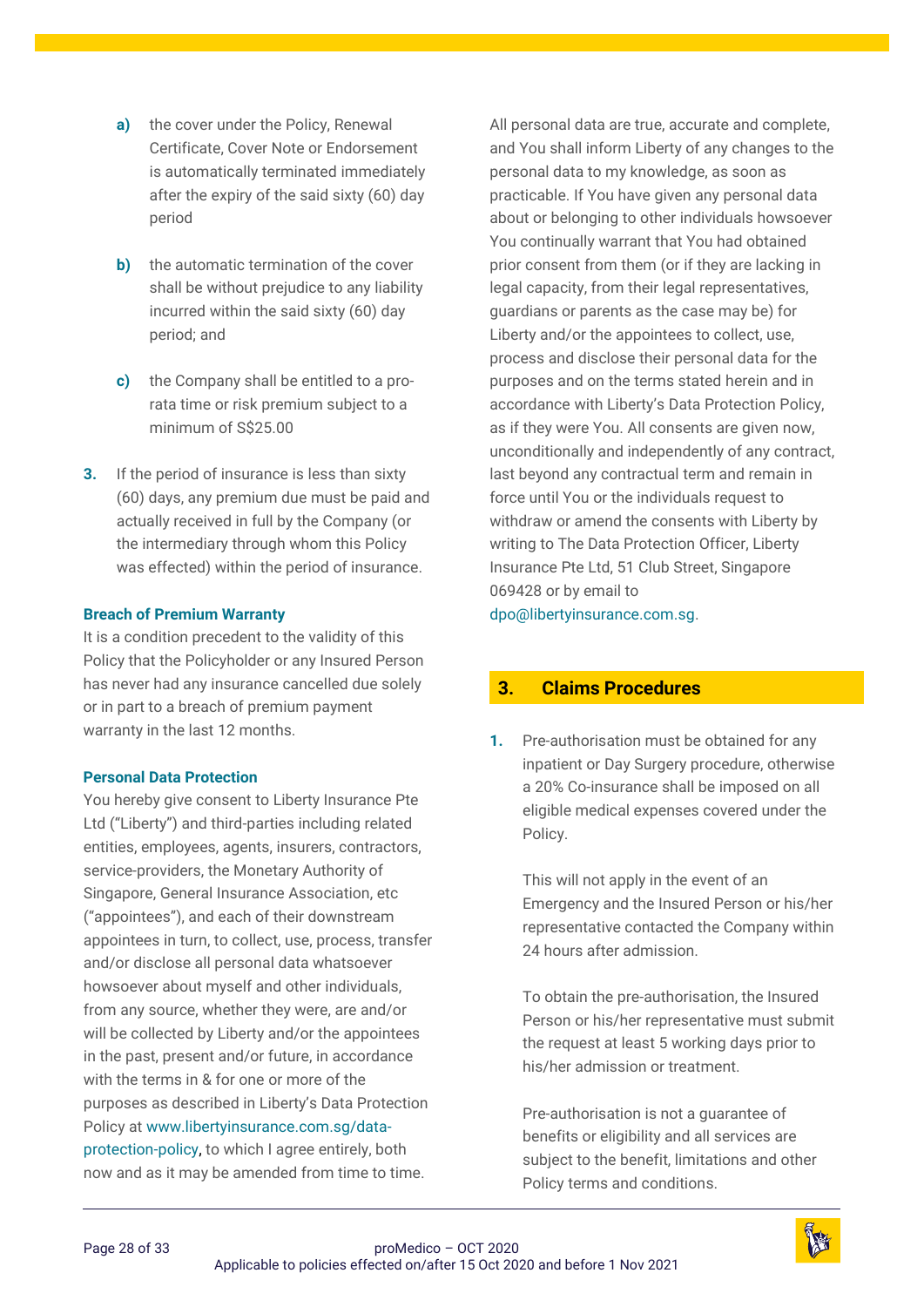a) the cover under the Policy, Renewal Certificate, Cover Note or Endorsement is automatically terminated immediately after the expiry of the said sixty (60) day period

b) the automatic termination of the cover shall be without prejudice to any liability incurred within the said sixty (60) day period; and

c) the Company shall be entitled to a pro-rata time or risk premium subject to a minimum of S$25.00

3. If the period of insurance is less than sixty (60) days, any premium due must be paid and actually received in full by the Company (or the intermediary through whom this Policy was effected) within the period of insurance.

**Breach of Premium Warranty**

It is a condition precedent to the validity of this Policy that the Policyholder or any Insured Person has never had any insurance cancelled due solely or in part to a breach of premium payment warranty in the last 12 months.

**Personal Data Protection**

You hereby give consent to Liberty Insurance Pte Ltd ("Liberty") and third-parties including related entities, employees, agents, insurers, contractors, service-providers, the Monetary Authority of Singapore, General Insurance Association, etc ("appointees"), and each of their downstream appointees in turn, to collect, use, process, transfer and/or disclose all personal data whatsoever howsoever about myself and other individuals, from any source, whether they were, are and/or will be collected by Liberty and/or the appointees in the past, present and/or future, in accordance with the terms in & for one or more of the purposes as described in Liberty's Data Protection Policy at www.libertyinsurance.com.sg/data-protection-policy, to which I agree entirely, both now and as it may be amended from time to time. All personal data are true, accurate and complete, and You shall inform Liberty of any changes to the personal data to my knowledge, as soon as practicable. If You have given any personal data about or belonging to other individuals howsoever You continually warrant that You had obtained prior consent from them (or if they are lacking in legal capacity, from their legal representatives, guardians or parents as the case may be) for Liberty and/or the appointees to collect, use, process and disclose their personal data for the purposes and on the terms stated herein and in accordance with Liberty's Data Protection Policy, as if they were You. All consents are given now, unconditionally and independently of any contract, last beyond any contractual term and remain in force until You or the individuals request to withdraw or amend the consents with Liberty by writing to The Data Protection Officer, Liberty Insurance Pte Ltd, 51 Club Street, Singapore 069428 or by email to dpo@libertyinsurance.com.sg.

## 3. Claims Procedures

1. Pre-authorisation must be obtained for any inpatient or Day Surgery procedure, otherwise a 20% Co-insurance shall be imposed on all eligible medical expenses covered under the Policy.

   This will not apply in the event of an Emergency and the Insured Person or his/her representative contacted the Company within 24 hours after admission.

   To obtain the pre-authorisation, the Insured Person or his/her representative must submit the request at least 5 working days prior to his/her admission or treatment.

   Pre-authorisation is not a guarantee of benefits or eligibility and all services are subject to the benefit, limitations and other Policy terms and conditions.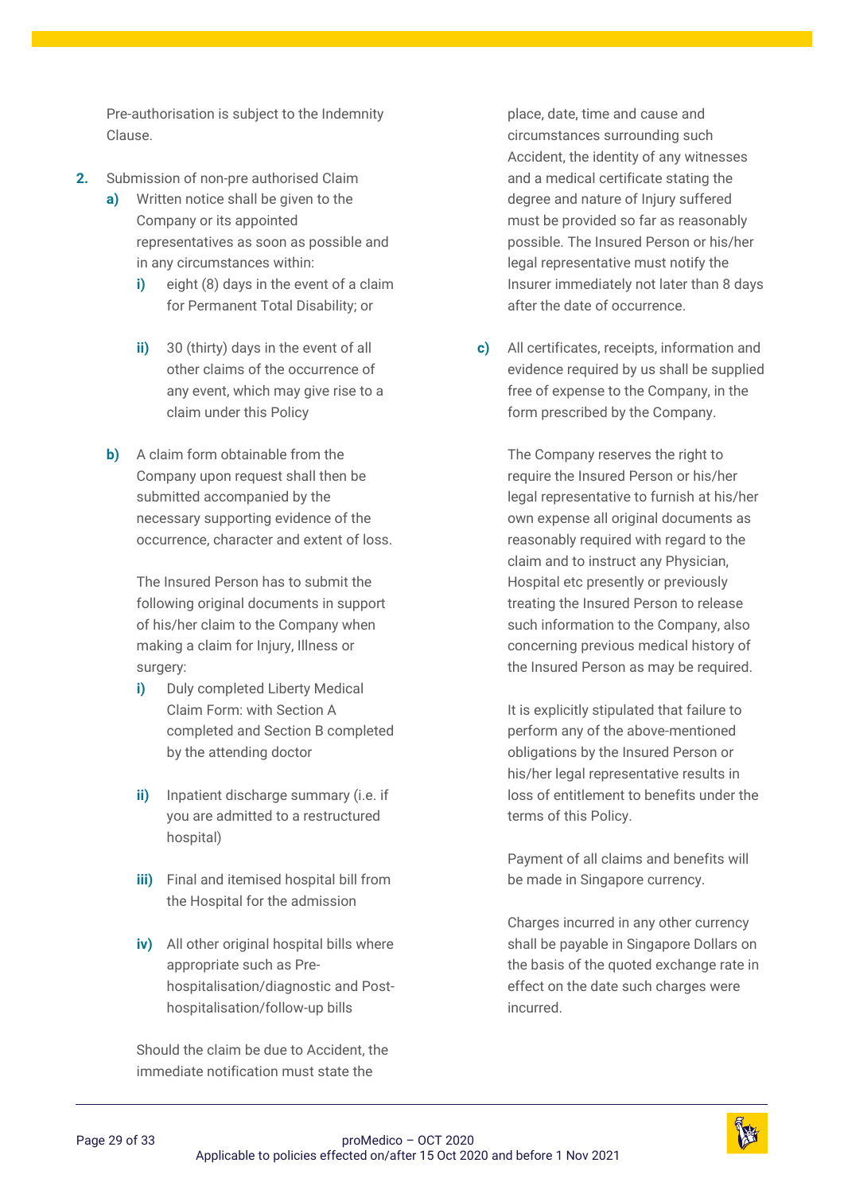Pre-authorisation is subject to the Indemnity Clause.

**2.** Submission of non-pre authorised Claim

**a)** Written notice shall be given to the Company or its appointed representatives as soon as possible and in any circumstances within:

**i)** eight (8) days in the event of a claim for Permanent Total Disability; or

**ii)** 30 (thirty) days in the event of all other claims of the occurrence of any event, which may give rise to a claim under this Policy

**b)** A claim form obtainable from the Company upon request shall then be submitted accompanied by the necessary supporting evidence of the occurrence, character and extent of loss.

The Insured Person has to submit the following original documents in support of his/her claim to the Company when making a claim for Injury, Illness or surgery:

**i)** Duly completed Liberty Medical Claim Form: with Section A completed and Section B completed by the attending doctor

**ii)** Inpatient discharge summary (i.e. if you are admitted to a restructured hospital)

**iii)** Final and itemised hospital bill from the Hospital for the admission

**iv)** All other original hospital bills where appropriate such as Pre-hospitalisation/diagnostic and Post-hospitalisation/follow-up bills

Should the claim be due to Accident, the immediate notification must state the place, date, time and cause and circumstances surrounding such Accident, the identity of any witnesses and a medical certificate stating the degree and nature of Injury suffered must be provided so far as reasonably possible. The Insured Person or his/her legal representative must notify the Insurer immediately not later than 8 days after the date of occurrence.

**c)** All certificates, receipts, information and evidence required by us shall be supplied free of expense to the Company, in the form prescribed by the Company.

The Company reserves the right to require the Insured Person or his/her legal representative to furnish at his/her own expense all original documents as reasonably required with regard to the claim and to instruct any Physician, Hospital etc presently or previously treating the Insured Person to release such information to the Company, also concerning previous medical history of the Insured Person as may be required.

It is explicitly stipulated that failure to perform any of the above-mentioned obligations by the Insured Person or his/her legal representative results in loss of entitlement to benefits under the terms of this Policy.

Payment of all claims and benefits will be made in Singapore currency.

Charges incurred in any other currency shall be payable in Singapore Dollars on the basis of the quoted exchange rate in effect on the date such charges were incurred.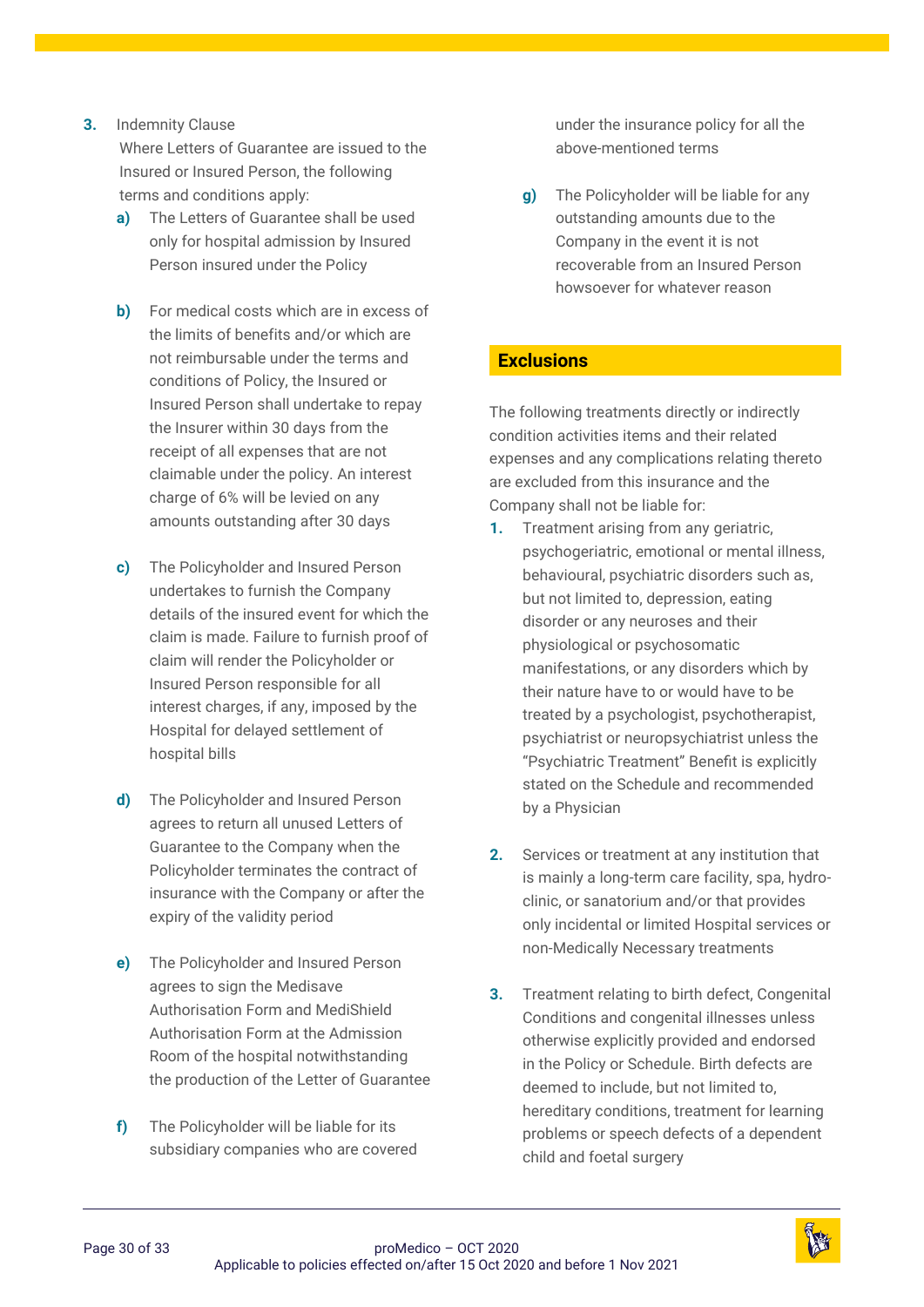3. Indemnity Clause
   Where Letters of Guarantee are issued to the Insured or Insured Person, the following terms and conditions apply:
   - **a)** The Letters of Guarantee shall be used only for hospital admission by Insured Person insured under the Policy
   - **b)** For medical costs which are in excess of the limits of benefits and/or which are not reimbursable under the terms and conditions of Policy, the Insured or Insured Person shall undertake to repay the Insurer within 30 days from the receipt of all expenses that are not claimable under the policy. An interest charge of 6% will be levied on any amounts outstanding after 30 days
   - **c)** The Policyholder and Insured Person undertakes to furnish the Company details of the insured event for which the claim is made. Failure to furnish proof of claim will render the Policyholder or Insured Person responsible for all interest charges, if any, imposed by the Hospital for delayed settlement of hospital bills
   - **d)** The Policyholder and Insured Person agrees to return all unused Letters of Guarantee to the Company when the Policyholder terminates the contract of insurance with the Company or after the expiry of the validity period
   - **e)** The Policyholder and Insured Person agrees to sign the Medisave Authorisation Form and MediShield Authorisation Form at the Admission Room of the hospital notwithstanding the production of the Letter of Guarantee
   - **f)** The Policyholder will be liable for its subsidiary companies who are covered under the insurance policy for all the above-mentioned terms
   - **g)** The Policyholder will be liable for any outstanding amounts due to the Company in the event it is not recoverable from an Insured Person howsoever for whatever reason

## Exclusions

The following treatments directly or indirectly condition activities items and their related expenses and any complications relating thereto are excluded from this insurance and the Company shall not be liable for:

1. Treatment arising from any geriatric, psychogeriatric, emotional or mental illness, behavioural, psychiatric disorders such as, but not limited to, depression, eating disorder or any neuroses and their physiological or psychosomatic manifestations, or any disorders which by their nature have to or would have to be treated by a psychologist, psychotherapist, psychiatrist or neuropsychiatrist unless the "Psychiatric Treatment" Benefit is explicitly stated on the Schedule and recommended by a Physician

2. Services or treatment at any institution that is mainly a long-term care facility, spa, hydro-clinic, or sanatorium and/or that provides only incidental or limited Hospital services or non-Medically Necessary treatments

3. Treatment relating to birth defect, Congenital Conditions and congenital illnesses unless otherwise explicitly provided and endorsed in the Policy or Schedule. Birth defects are deemed to include, but not limited to, hereditary conditions, treatment for learning problems or speech defects of a dependent child and foetal surgery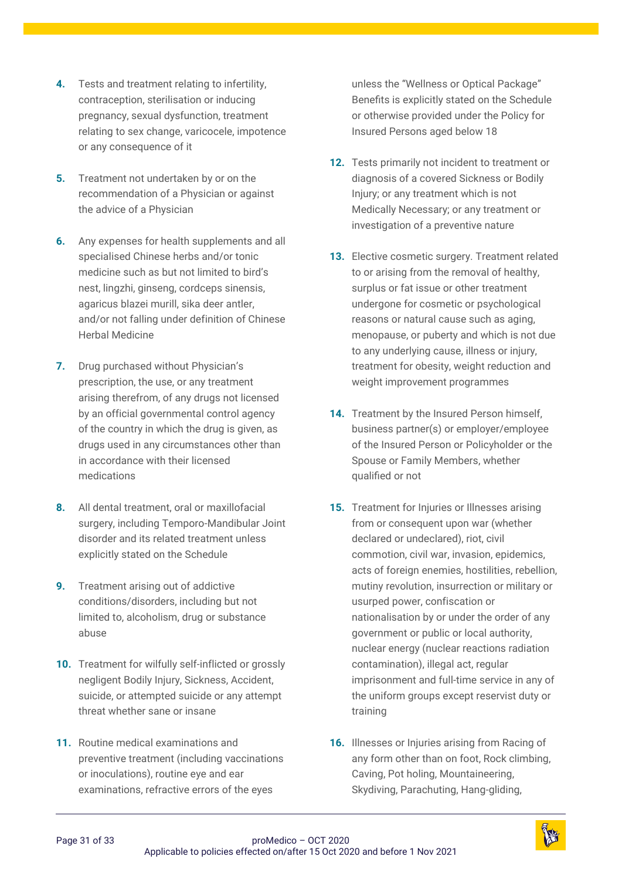4. Tests and treatment relating to infertility, contraception, sterilisation or inducing pregnancy, sexual dysfunction, treatment relating to sex change, varicocele, impotence or any consequence of it

5. Treatment not undertaken by or on the recommendation of a Physician or against the advice of a Physician

6. Any expenses for health supplements and all specialised Chinese herbs and/or tonic medicine such as but not limited to bird's nest, lingzhi, ginseng, cordceps sinensis, agaricus blazei murill, sika deer antler, and/or not falling under definition of Chinese Herbal Medicine

7. Drug purchased without Physician's prescription, the use, or any treatment arising therefrom, of any drugs not licensed by an official governmental control agency of the country in which the drug is given, as drugs used in any circumstances other than in accordance with their licensed medications

8. All dental treatment, oral or maxillofacial surgery, including Temporo-Mandibular Joint disorder and its related treatment unless explicitly stated on the Schedule

9. Treatment arising out of addictive conditions/disorders, including but not limited to, alcoholism, drug or substance abuse

10. Treatment for wilfully self-inflicted or grossly negligent Bodily Injury, Sickness, Accident, suicide, or attempted suicide or any attempt threat whether sane or insane

11. Routine medical examinations and preventive treatment (including vaccinations or inoculations), routine eye and ear examinations, refractive errors of the eyes unless the "Wellness or Optical Package" Benefits is explicitly stated on the Schedule or otherwise provided under the Policy for Insured Persons aged below 18

12. Tests primarily not incident to treatment or diagnosis of a covered Sickness or Bodily Injury; or any treatment which is not Medically Necessary; or any treatment or investigation of a preventive nature

13. Elective cosmetic surgery. Treatment related to or arising from the removal of healthy, surplus or fat issue or other treatment undergone for cosmetic or psychological reasons or natural cause such as aging, menopause, or puberty and which is not due to any underlying cause, illness or injury, treatment for obesity, weight reduction and weight improvement programmes

14. Treatment by the Insured Person himself, business partner(s) or employer/employee of the Insured Person or Policyholder or the Spouse or Family Members, whether qualified or not

15. Treatment for Injuries or Illnesses arising from or consequent upon war (whether declared or undeclared), riot, civil commotion, civil war, invasion, epidemics, acts of foreign enemies, hostilities, rebellion, mutiny revolution, insurrection or military or usurped power, confiscation or nationalisation by or under the order of any government or public or local authority, nuclear energy (nuclear reactions radiation contamination), illegal act, regular imprisonment and full-time service in any of the uniform groups except reservist duty or training

16. Illnesses or Injuries arising from Racing of any form other than on foot, Rock climbing, Caving, Pot holing, Mountaineering, Skydiving, Parachuting, Hang-gliding,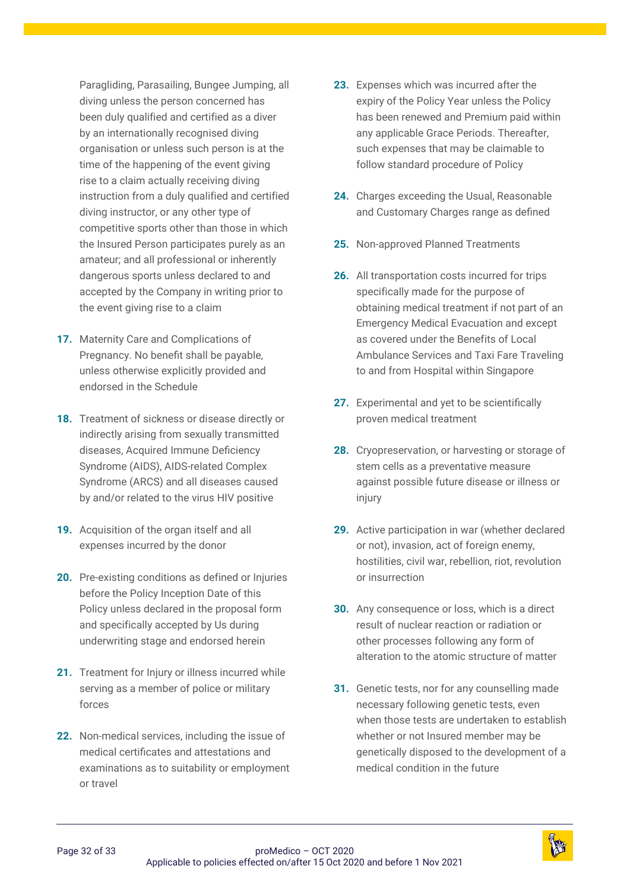Paragliding, Parasailing, Bungee Jumping, all diving unless the person concerned has been duly qualified and certified as a diver by an internationally recognised diving organisation or unless such person is at the time of the happening of the event giving rise to a claim actually receiving diving instruction from a duly qualified and certified diving instructor, or any other type of competitive sports other than those in which the Insured Person participates purely as an amateur; and all professional or inherently dangerous sports unless declared to and accepted by the Company in writing prior to the event giving rise to a claim

17. Maternity Care and Complications of Pregnancy. No benefit shall be payable, unless otherwise explicitly provided and endorsed in the Schedule

18. Treatment of sickness or disease directly or indirectly arising from sexually transmitted diseases, Acquired Immune Deficiency Syndrome (AIDS), AIDS-related Complex Syndrome (ARCS) and all diseases caused by and/or related to the virus HIV positive

19. Acquisition of the organ itself and all expenses incurred by the donor

20. Pre-existing conditions as defined or Injuries before the Policy Inception Date of this Policy unless declared in the proposal form and specifically accepted by Us during underwriting stage and endorsed herein

21. Treatment for Injury or illness incurred while serving as a member of police or military forces

22. Non-medical services, including the issue of medical certificates and attestations and examinations as to suitability or employment or travel

23. Expenses which was incurred after the expiry of the Policy Year unless the Policy has been renewed and Premium paid within any applicable Grace Periods. Thereafter, such expenses that may be claimable to follow standard procedure of Policy

24. Charges exceeding the Usual, Reasonable and Customary Charges range as defined

25. Non-approved Planned Treatments

26. All transportation costs incurred for trips specifically made for the purpose of obtaining medical treatment if not part of an Emergency Medical Evacuation and except as covered under the Benefits of Local Ambulance Services and Taxi Fare Traveling to and from Hospital within Singapore

27. Experimental and yet to be scientifically proven medical treatment

28. Cryopreservation, or harvesting or storage of stem cells as a preventative measure against possible future disease or illness or injury

29. Active participation in war (whether declared or not), invasion, act of foreign enemy, hostilities, civil war, rebellion, riot, revolution or insurrection

30. Any consequence or loss, which is a direct result of nuclear reaction or radiation or other processes following any form of alteration to the atomic structure of matter

31. Genetic tests, nor for any counselling made necessary following genetic tests, even when those tests are undertaken to establish whether or not Insured member may be genetically disposed to the development of a medical condition in the future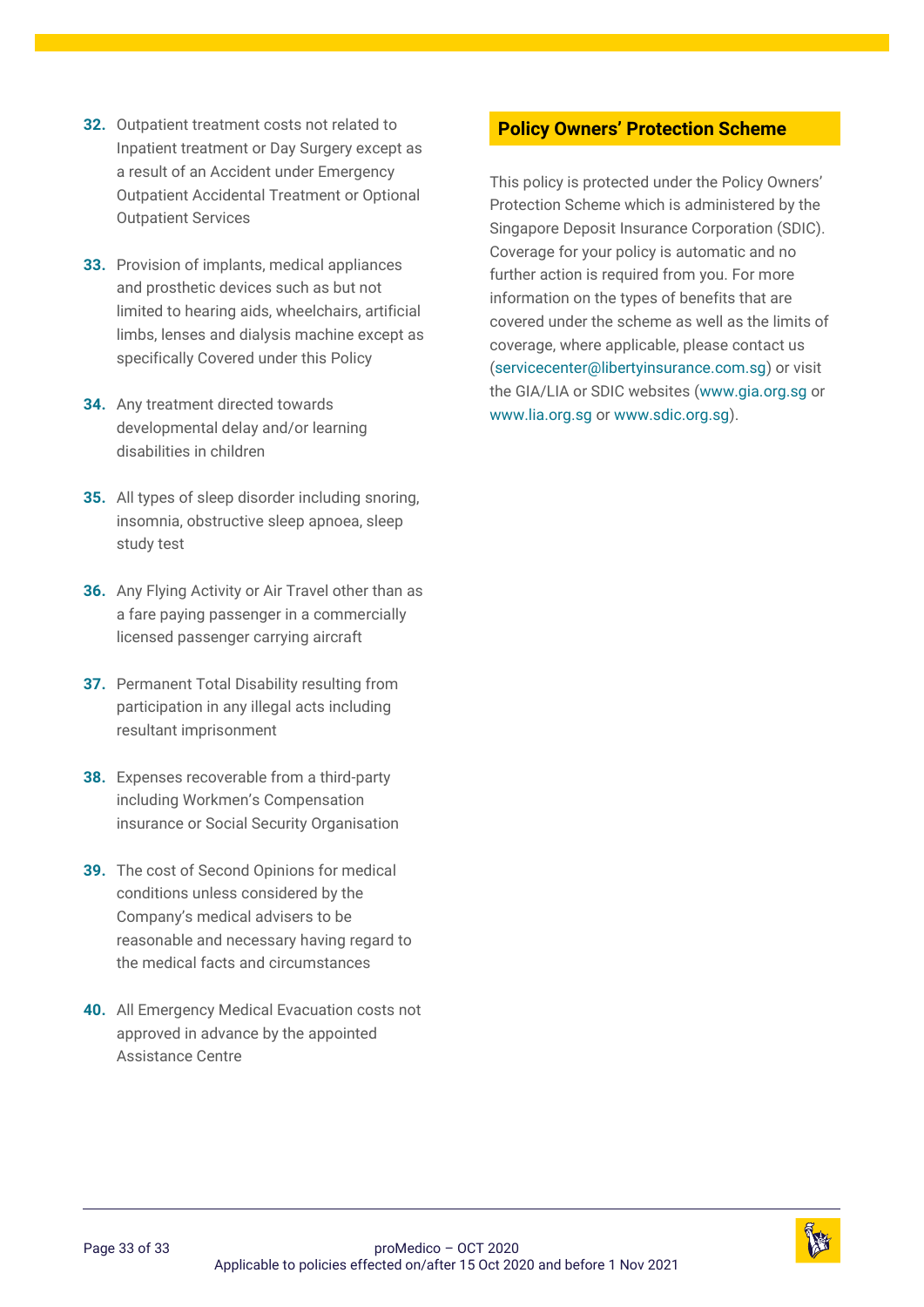32. Outpatient treatment costs not related to Inpatient treatment or Day Surgery except as a result of an Accident under Emergency Outpatient Accidental Treatment or Optional Outpatient Services

33. Provision of implants, medical appliances and prosthetic devices such as but not limited to hearing aids, wheelchairs, artificial limbs, lenses and dialysis machine except as specifically Covered under this Policy

34. Any treatment directed towards developmental delay and/or learning disabilities in children

35. All types of sleep disorder including snoring, insomnia, obstructive sleep apnoea, sleep study test

36. Any Flying Activity or Air Travel other than as a fare paying passenger in a commercially licensed passenger carrying aircraft

37. Permanent Total Disability resulting from participation in any illegal acts including resultant imprisonment

38. Expenses recoverable from a third-party including Workmen's Compensation insurance or Social Security Organisation

39. The cost of Second Opinions for medical conditions unless considered by the Company's medical advisers to be reasonable and necessary having regard to the medical facts and circumstances

40. All Emergency Medical Evacuation costs not approved in advance by the appointed Assistance Centre

## Policy Owners' Protection Scheme

This policy is protected under the Policy Owners' Protection Scheme which is administered by the Singapore Deposit Insurance Corporation (SDIC). Coverage for your policy is automatic and no further action is required from you. For more information on the types of benefits that are covered under the scheme as well as the limits of coverage, where applicable, please contact us (servicecenter@libertyinsurance.com.sg) or visit the GIA/LIA or SDIC websites (www.gia.org.sg or www.lia.org.sg or www.sdic.org.sg).